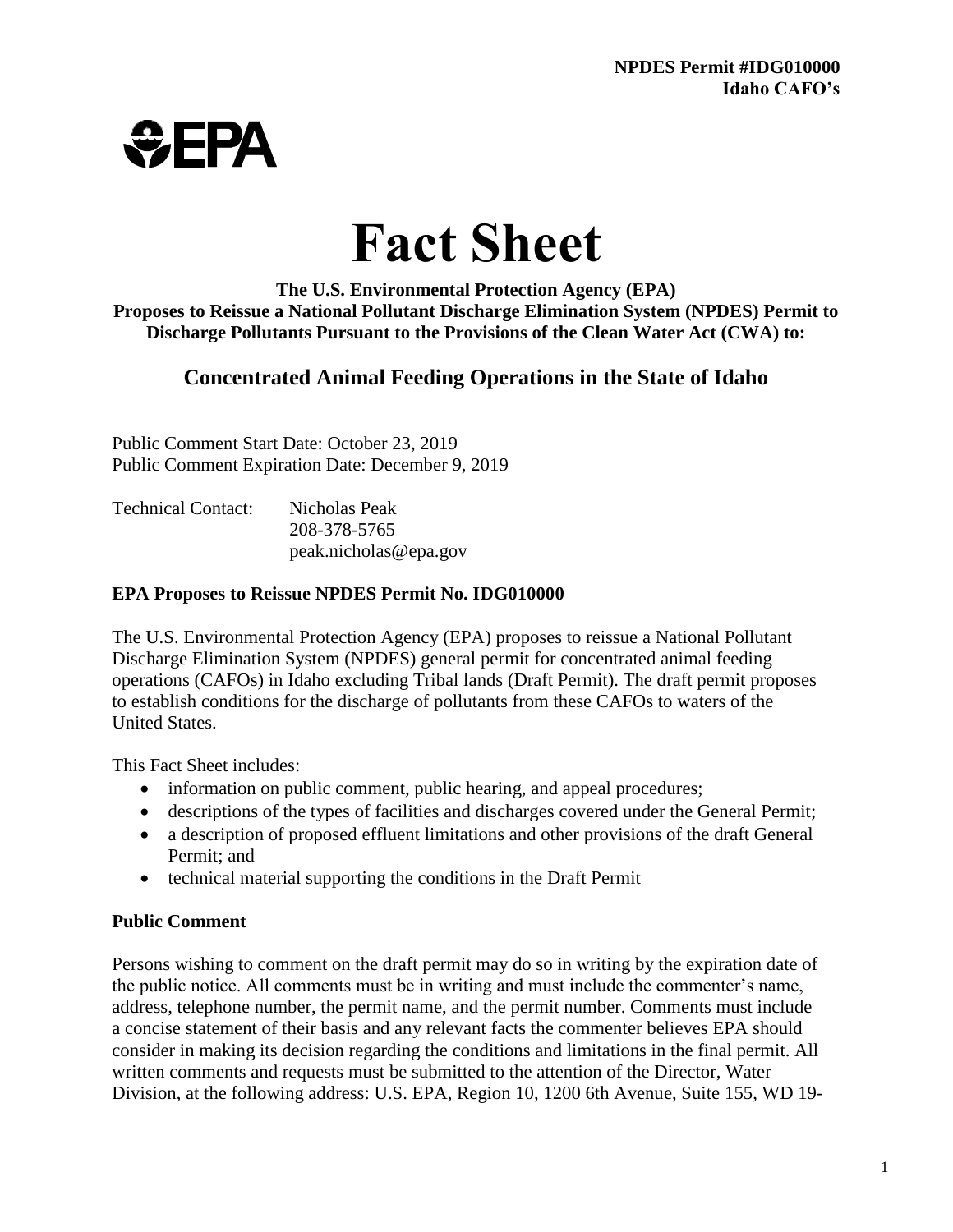**NPDES Permit #IDG010000**
**Idaho CAFO's**

EPA

# Fact Sheet

**The U.S. Environmental Protection Agency (EPA)**
**Proposes to Reissue a National Pollutant Discharge Elimination System (NPDES) Permit to Discharge Pollutants Pursuant to the Provisions of the Clean Water Act (CWA) to:**

## Concentrated Animal Feeding Operations in the State of Idaho

Public Comment Start Date: October 23, 2019
Public Comment Expiration Date: December 9, 2019

Technical Contact: Nicholas Peak
208-378-5765
peak.nicholas@epa.gov

### EPA Proposes to Reissue NPDES Permit No. IDG010000

The U.S. Environmental Protection Agency (EPA) proposes to reissue a National Pollutant Discharge Elimination System (NPDES) general permit for concentrated animal feeding operations (CAFOs) in Idaho excluding Tribal lands (Draft Permit). The draft permit proposes to establish conditions for the discharge of pollutants from these CAFOs to waters of the United States.

This Fact Sheet includes:

- information on public comment, public hearing, and appeal procedures;
- descriptions of the types of facilities and discharges covered under the General Permit;
- a description of proposed effluent limitations and other provisions of the draft General Permit; and
- technical material supporting the conditions in the Draft Permit

### Public Comment

Persons wishing to comment on the draft permit may do so in writing by the expiration date of the public notice. All comments must be in writing and must include the commenter's name, address, telephone number, the permit name, and the permit number. Comments must include a concise statement of their basis and any relevant facts the commenter believes EPA should consider in making its decision regarding the conditions and limitations in the final permit. All written comments and requests must be submitted to the attention of the Director, Water Division, at the following address: U.S. EPA, Region 10, 1200 6th Avenue, Suite 155, WD 19-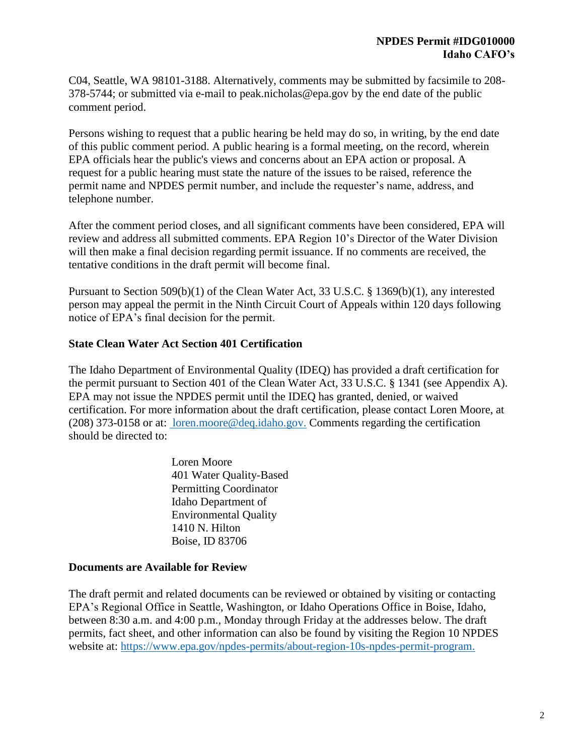C04, Seattle, WA 98101-3188. Alternatively, comments may be submitted by facsimile to 208-378-5744; or submitted via e-mail to peak.nicholas@epa.gov by the end date of the public comment period.

Persons wishing to request that a public hearing be held may do so, in writing, by the end date of this public comment period. A public hearing is a formal meeting, on the record, wherein EPA officials hear the public's views and concerns about an EPA action or proposal. A request for a public hearing must state the nature of the issues to be raised, reference the permit name and NPDES permit number, and include the requester's name, address, and telephone number.

After the comment period closes, and all significant comments have been considered, EPA will review and address all submitted comments. EPA Region 10's Director of the Water Division will then make a final decision regarding permit issuance. If no comments are received, the tentative conditions in the draft permit will become final.

Pursuant to Section 509(b)(1) of the Clean Water Act, 33 U.S.C. § 1369(b)(1), any interested person may appeal the permit in the Ninth Circuit Court of Appeals within 120 days following notice of EPA's final decision for the permit.

### State Clean Water Act Section 401 Certification

The Idaho Department of Environmental Quality (IDEQ) has provided a draft certification for the permit pursuant to Section 401 of the Clean Water Act, 33 U.S.C. § 1341 (see Appendix A). EPA may not issue the NPDES permit until the IDEQ has granted, denied, or waived certification. For more information about the draft certification, please contact Loren Moore, at (208) 373-0158 or at: loren.moore@deq.idaho.gov. Comments regarding the certification should be directed to:

Loren Moore  
401 Water Quality-Based  
Permitting Coordinator  
Idaho Department of  
Environmental Quality  
1410 N. Hilton  
Boise, ID 83706

### Documents are Available for Review

The draft permit and related documents can be reviewed or obtained by visiting or contacting EPA's Regional Office in Seattle, Washington, or Idaho Operations Office in Boise, Idaho, between 8:30 a.m. and 4:00 p.m., Monday through Friday at the addresses below. The draft permits, fact sheet, and other information can also be found by visiting the Region 10 NPDES website at: https://www.epa.gov/npdes-permits/about-region-10s-npdes-permit-program.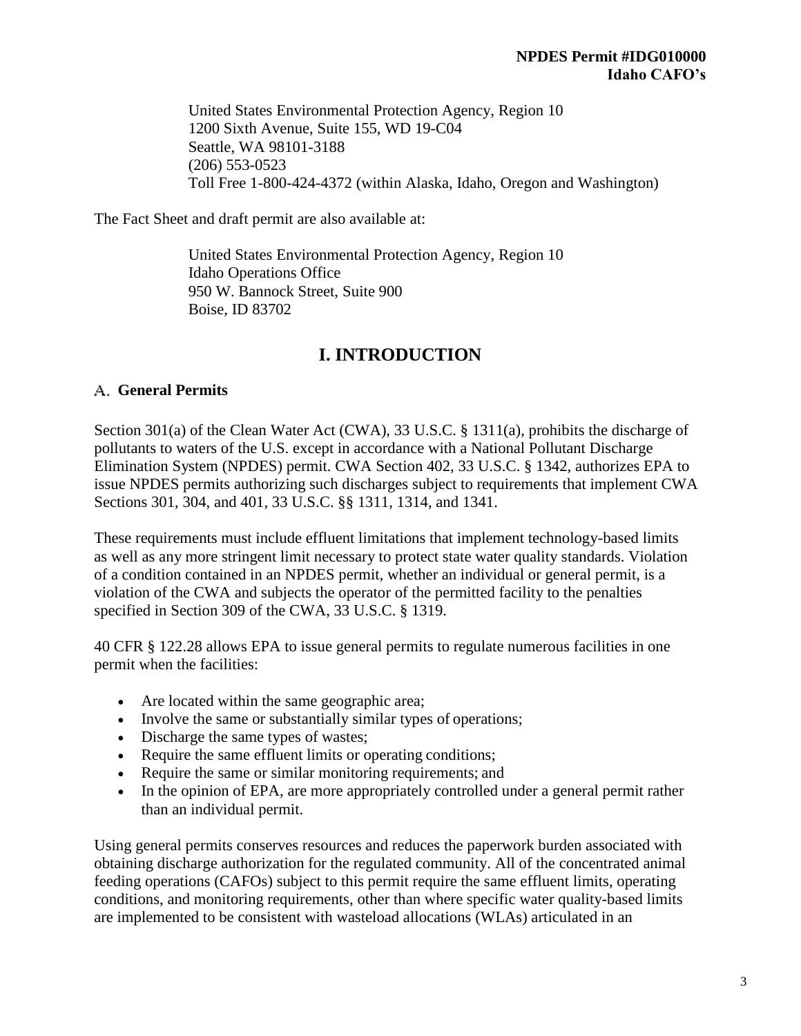United States Environmental Protection Agency, Region 10
1200 Sixth Avenue, Suite 155, WD 19-C04
Seattle, WA 98101-3188
(206) 553-0523
Toll Free 1-800-424-4372 (within Alaska, Idaho, Oregon and Washington)

The Fact Sheet and draft permit are also available at:

United States Environmental Protection Agency, Region 10
Idaho Operations Office
950 W. Bannock Street, Suite 900
Boise, ID 83702

# I. INTRODUCTION

## A. General Permits

Section 301(a) of the Clean Water Act (CWA), 33 U.S.C. § 1311(a), prohibits the discharge of pollutants to waters of the U.S. except in accordance with a National Pollutant Discharge Elimination System (NPDES) permit. CWA Section 402, 33 U.S.C. § 1342, authorizes EPA to issue NPDES permits authorizing such discharges subject to requirements that implement CWA Sections 301, 304, and 401, 33 U.S.C. §§ 1311, 1314, and 1341.

These requirements must include effluent limitations that implement technology-based limits as well as any more stringent limit necessary to protect state water quality standards. Violation of a condition contained in an NPDES permit, whether an individual or general permit, is a violation of the CWA and subjects the operator of the permitted facility to the penalties specified in Section 309 of the CWA, 33 U.S.C. § 1319.

40 CFR § 122.28 allows EPA to issue general permits to regulate numerous facilities in one permit when the facilities:

- Are located within the same geographic area;
- Involve the same or substantially similar types of operations;
- Discharge the same types of wastes;
- Require the same effluent limits or operating conditions;
- Require the same or similar monitoring requirements; and
- In the opinion of EPA, are more appropriately controlled under a general permit rather than an individual permit.

Using general permits conserves resources and reduces the paperwork burden associated with obtaining discharge authorization for the regulated community. All of the concentrated animal feeding operations (CAFOs) subject to this permit require the same effluent limits, operating conditions, and monitoring requirements, other than where specific water quality-based limits are implemented to be consistent with wasteload allocations (WLAs) articulated in an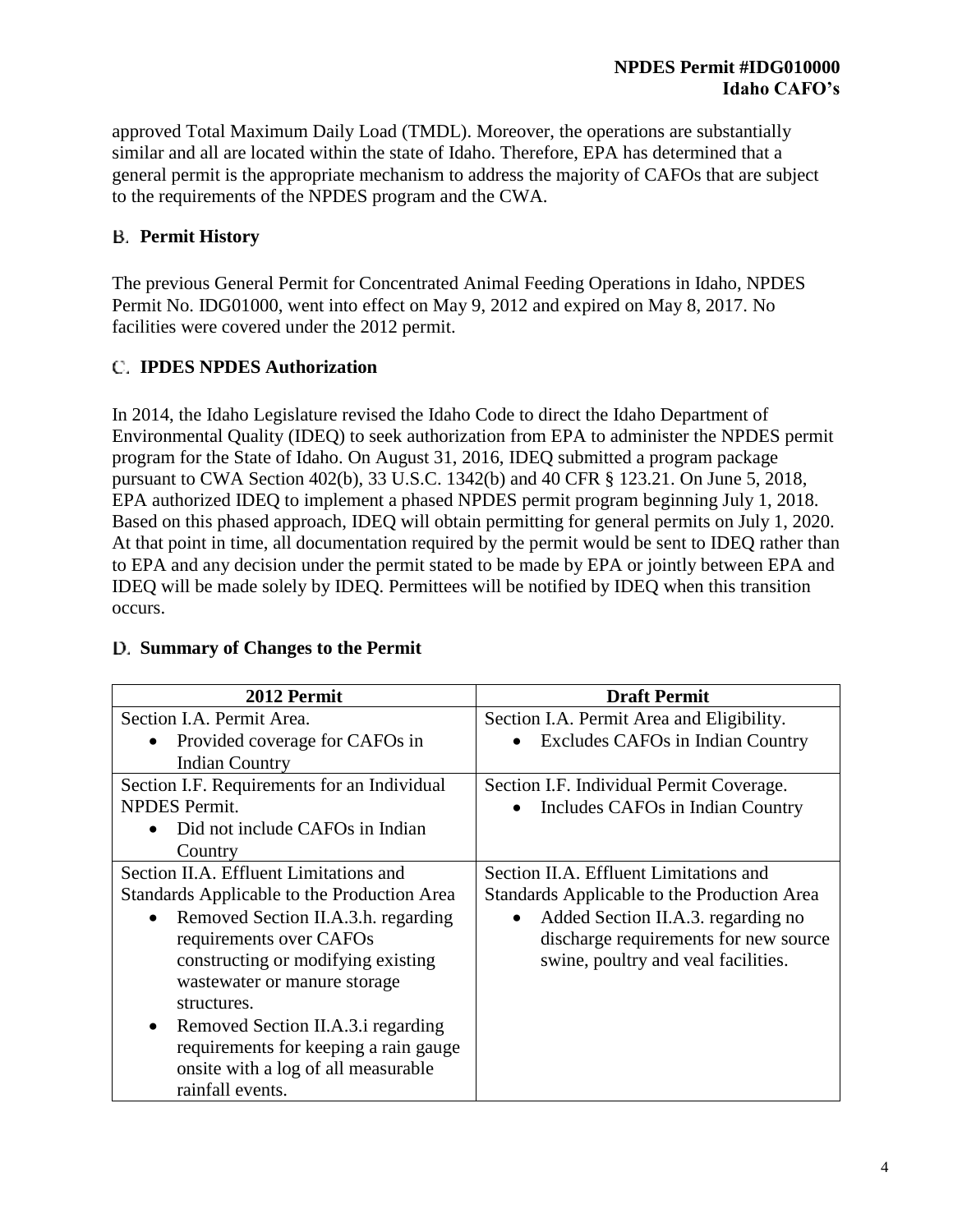approved Total Maximum Daily Load (TMDL). Moreover, the operations are substantially similar and all are located within the state of Idaho. Therefore, EPA has determined that a general permit is the appropriate mechanism to address the majority of CAFOs that are subject to the requirements of the NPDES program and the CWA.

## B. Permit History

The previous General Permit for Concentrated Animal Feeding Operations in Idaho, NPDES Permit No. IDG01000, went into effect on May 9, 2012 and expired on May 8, 2017. No facilities were covered under the 2012 permit.

## C. IPDES NPDES Authorization

In 2014, the Idaho Legislature revised the Idaho Code to direct the Idaho Department of Environmental Quality (IDEQ) to seek authorization from EPA to administer the NPDES permit program for the State of Idaho. On August 31, 2016, IDEQ submitted a program package pursuant to CWA Section 402(b), 33 U.S.C. 1342(b) and 40 CFR § 123.21. On June 5, 2018, EPA authorized IDEQ to implement a phased NPDES permit program beginning July 1, 2018. Based on this phased approach, IDEQ will obtain permitting for general permits on July 1, 2020. At that point in time, all documentation required by the permit would be sent to IDEQ rather than to EPA and any decision under the permit stated to be made by EPA or jointly between EPA and IDEQ will be made solely by IDEQ. Permittees will be notified by IDEQ when this transition occurs.

## D. Summary of Changes to the Permit

| 2012 Permit | Draft Permit |
|---|---|
| Section I.A. Permit Area.<br>• Provided coverage for CAFOs in Indian Country | Section I.A. Permit Area and Eligibility.<br>• Excludes CAFOs in Indian Country |
| Section I.F. Requirements for an Individual NPDES Permit.<br>• Did not include CAFOs in Indian Country | Section I.F. Individual Permit Coverage.<br>• Includes CAFOs in Indian Country |
| Section II.A. Effluent Limitations and Standards Applicable to the Production Area<br>• Removed Section II.A.3.h. regarding requirements over CAFOs constructing or modifying existing wastewater or manure storage structures.<br>• Removed Section II.A.3.i regarding requirements for keeping a rain gauge onsite with a log of all measurable rainfall events. | Section II.A. Effluent Limitations and Standards Applicable to the Production Area<br>• Added Section II.A.3. regarding no discharge requirements for new source swine, poultry and veal facilities. |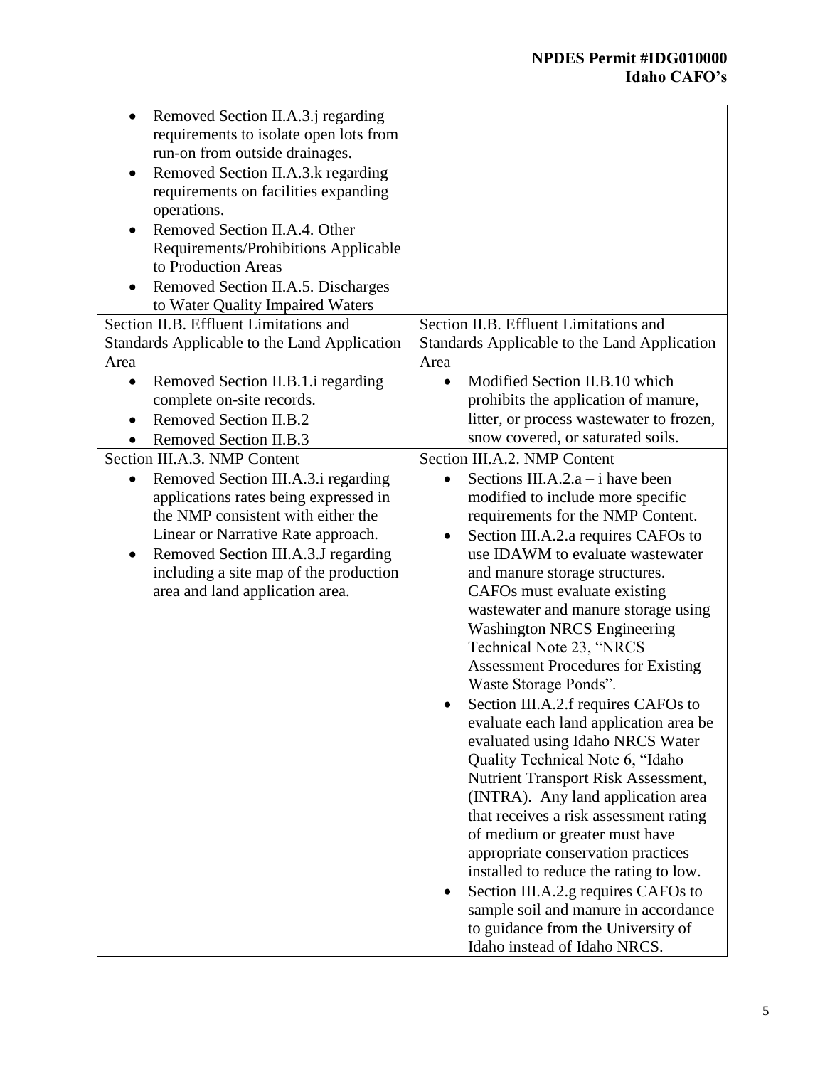| | |
|---|---|
| • Removed Section II.A.3.j regarding requirements to isolate open lots from run-on from outside drainages.<br>• Removed Section II.A.3.k regarding requirements on facilities expanding operations.<br>• Removed Section II.A.4. Other Requirements/Prohibitions Applicable to Production Areas<br>• Removed Section II.A.5. Discharges to Water Quality Impaired Waters | |
| Section II.B. Effluent Limitations and Standards Applicable to the Land Application Area<br>• Removed Section II.B.1.i regarding complete on-site records.<br>• Removed Section II.B.2<br>• Removed Section II.B.3 | Section II.B. Effluent Limitations and Standards Applicable to the Land Application Area<br>• Modified Section II.B.10 which prohibits the application of manure, litter, or process wastewater to frozen, snow covered, or saturated soils. |
| Section III.A.3. NMP Content<br>• Removed Section III.A.3.i regarding applications rates being expressed in the NMP consistent with either the Linear or Narrative Rate approach.<br>• Removed Section III.A.3.J regarding including a site map of the production area and land application area. | Section III.A.2. NMP Content<br>• Sections III.A.2.a – i have been modified to include more specific requirements for the NMP Content.<br>• Section III.A.2.a requires CAFOs to use IDAWM to evaluate wastewater and manure storage structures. CAFOs must evaluate existing wastewater and manure storage using Washington NRCS Engineering Technical Note 23, "NRCS Assessment Procedures for Existing Waste Storage Ponds".<br>• Section III.A.2.f requires CAFOs to evaluate each land application area be evaluated using Idaho NRCS Water Quality Technical Note 6, "Idaho Nutrient Transport Risk Assessment, (INTRA). Any land application area that receives a risk assessment rating of medium or greater must have appropriate conservation practices installed to reduce the rating to low.<br>• Section III.A.2.g requires CAFOs to sample soil and manure in accordance to guidance from the University of Idaho instead of Idaho NRCS. |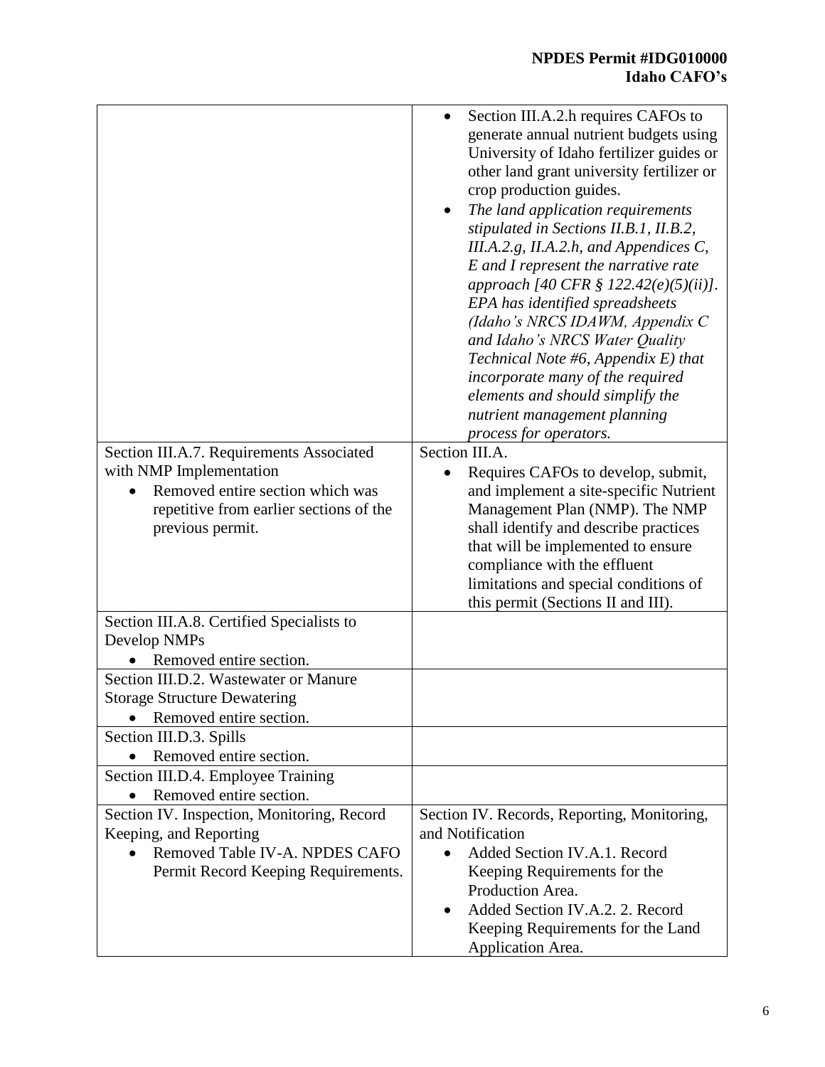| | |
|---|---|
| | • Section III.A.2.h requires CAFOs to generate annual nutrient budgets using University of Idaho fertilizer guides or other land grant university fertilizer or crop production guides.<br>• *The land application requirements stipulated in Sections II.B.1, II.B.2, III.A.2.g, II.A.2.h, and Appendices C, E and I represent the narrative rate approach [40 CFR § 122.42(e)(5)(ii)]. EPA has identified spreadsheets (Idaho's NRCS IDAWM, Appendix C and Idaho's NRCS Water Quality Technical Note #6, Appendix E) that incorporate many of the required elements and should simplify the nutrient management planning process for operators.* |
| Section III.A.7. Requirements Associated with NMP Implementation<br>• Removed entire section which was repetitive from earlier sections of the previous permit. | Section III.A.<br>• Requires CAFOs to develop, submit, and implement a site-specific Nutrient Management Plan (NMP). The NMP shall identify and describe practices that will be implemented to ensure compliance with the effluent limitations and special conditions of this permit (Sections II and III). |
| Section III.A.8. Certified Specialists to Develop NMPs<br>• Removed entire section. | |
| Section III.D.2. Wastewater or Manure Storage Structure Dewatering<br>• Removed entire section. | |
| Section III.D.3. Spills<br>• Removed entire section. | |
| Section III.D.4. Employee Training<br>• Removed entire section. | |
| Section IV. Inspection, Monitoring, Record Keeping, and Reporting<br>• Removed Table IV-A. NPDES CAFO Permit Record Keeping Requirements. | Section IV. Records, Reporting, Monitoring, and Notification<br>• Added Section IV.A.1. Record Keeping Requirements for the Production Area.<br>• Added Section IV.A.2. 2. Record Keeping Requirements for the Land Application Area. |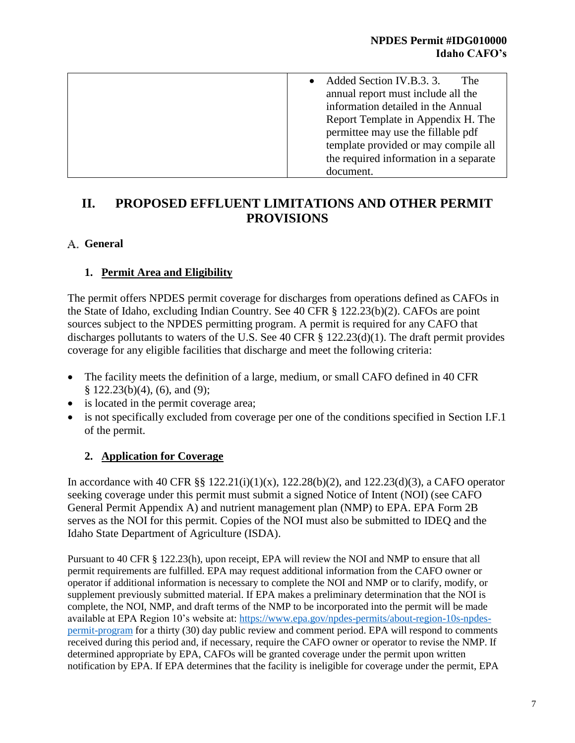| | • Added Section IV.B.3. 3. The annual report must include all the information detailed in the Annual Report Template in Appendix H. The permittee may use the fillable pdf template provided or may compile all the required information in a separate document. |
|---|---|

# II. PROPOSED EFFLUENT LIMITATIONS AND OTHER PERMIT PROVISIONS

## A. General

### 1. Permit Area and Eligibility

The permit offers NPDES permit coverage for discharges from operations defined as CAFOs in the State of Idaho, excluding Indian Country. See 40 CFR § 122.23(b)(2). CAFOs are point sources subject to the NPDES permitting program. A permit is required for any CAFO that discharges pollutants to waters of the U.S. See 40 CFR § 122.23(d)(1). The draft permit provides coverage for any eligible facilities that discharge and meet the following criteria:

- The facility meets the definition of a large, medium, or small CAFO defined in 40 CFR § 122.23(b)(4), (6), and (9);
- is located in the permit coverage area;
- is not specifically excluded from coverage per one of the conditions specified in Section I.F.1 of the permit.

### 2. Application for Coverage

In accordance with 40 CFR §§ 122.21(i)(1)(x), 122.28(b)(2), and 122.23(d)(3), a CAFO operator seeking coverage under this permit must submit a signed Notice of Intent (NOI) (see CAFO General Permit Appendix A) and nutrient management plan (NMP) to EPA. EPA Form 2B serves as the NOI for this permit. Copies of the NOI must also be submitted to IDEQ and the Idaho State Department of Agriculture (ISDA).

Pursuant to 40 CFR § 122.23(h), upon receipt, EPA will review the NOI and NMP to ensure that all permit requirements are fulfilled. EPA may request additional information from the CAFO owner or operator if additional information is necessary to complete the NOI and NMP or to clarify, modify, or supplement previously submitted material. If EPA makes a preliminary determination that the NOI is complete, the NOI, NMP, and draft terms of the NMP to be incorporated into the permit will be made available at EPA Region 10's website at: [https://www.epa.gov/npdes-permits/about-region-10s-npdes-permit-program](https://www.epa.gov/npdes-permits/about-region-10s-npdes-permit-program) for a thirty (30) day public review and comment period. EPA will respond to comments received during this period and, if necessary, require the CAFO owner or operator to revise the NMP. If determined appropriate by EPA, CAFOs will be granted coverage under the permit upon written notification by EPA. If EPA determines that the facility is ineligible for coverage under the permit, EPA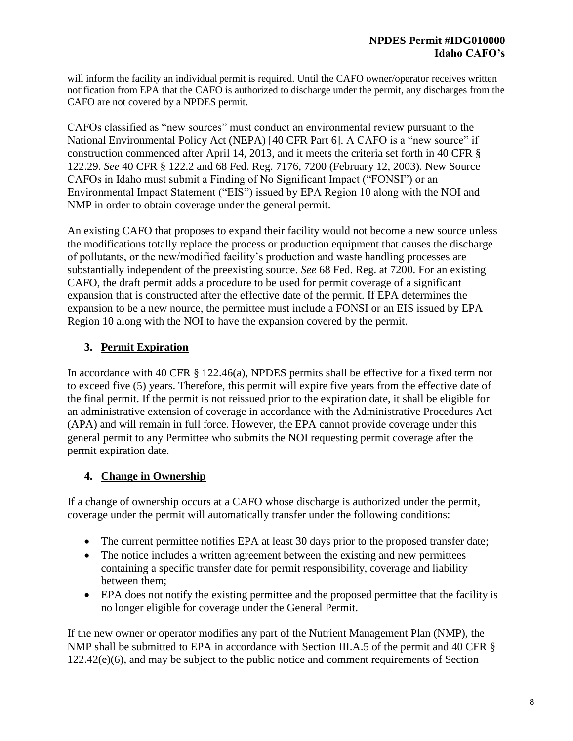will inform the facility an individual permit is required. Until the CAFO owner/operator receives written notification from EPA that the CAFO is authorized to discharge under the permit, any discharges from the CAFO are not covered by a NPDES permit.

CAFOs classified as "new sources" must conduct an environmental review pursuant to the National Environmental Policy Act (NEPA) [40 CFR Part 6]. A CAFO is a "new source" if construction commenced after April 14, 2013, and it meets the criteria set forth in 40 CFR § 122.29. *See* 40 CFR § 122.2 and 68 Fed. Reg. 7176, 7200 (February 12, 2003). New Source CAFOs in Idaho must submit a Finding of No Significant Impact ("FONSI") or an Environmental Impact Statement ("EIS") issued by EPA Region 10 along with the NOI and NMP in order to obtain coverage under the general permit.

An existing CAFO that proposes to expand their facility would not become a new source unless the modifications totally replace the process or production equipment that causes the discharge of pollutants, or the new/modified facility's production and waste handling processes are substantially independent of the preexisting source. *See* 68 Fed. Reg. at 7200. For an existing CAFO, the draft permit adds a procedure to be used for permit coverage of a significant expansion that is constructed after the effective date of the permit. If EPA determines the expansion to be a new nource, the permittee must include a FONSI or an EIS issued by EPA Region 10 along with the NOI to have the expansion covered by the permit.

### 3. Permit Expiration

In accordance with 40 CFR § 122.46(a), NPDES permits shall be effective for a fixed term not to exceed five (5) years. Therefore, this permit will expire five years from the effective date of the final permit. If the permit is not reissued prior to the expiration date, it shall be eligible for an administrative extension of coverage in accordance with the Administrative Procedures Act (APA) and will remain in full force. However, the EPA cannot provide coverage under this general permit to any Permittee who submits the NOI requesting permit coverage after the permit expiration date.

### 4. Change in Ownership

If a change of ownership occurs at a CAFO whose discharge is authorized under the permit, coverage under the permit will automatically transfer under the following conditions:

- The current permittee notifies EPA at least 30 days prior to the proposed transfer date;
- The notice includes a written agreement between the existing and new permittees containing a specific transfer date for permit responsibility, coverage and liability between them;
- EPA does not notify the existing permittee and the proposed permittee that the facility is no longer eligible for coverage under the General Permit.

If the new owner or operator modifies any part of the Nutrient Management Plan (NMP), the NMP shall be submitted to EPA in accordance with Section III.A.5 of the permit and 40 CFR § 122.42(e)(6), and may be subject to the public notice and comment requirements of Section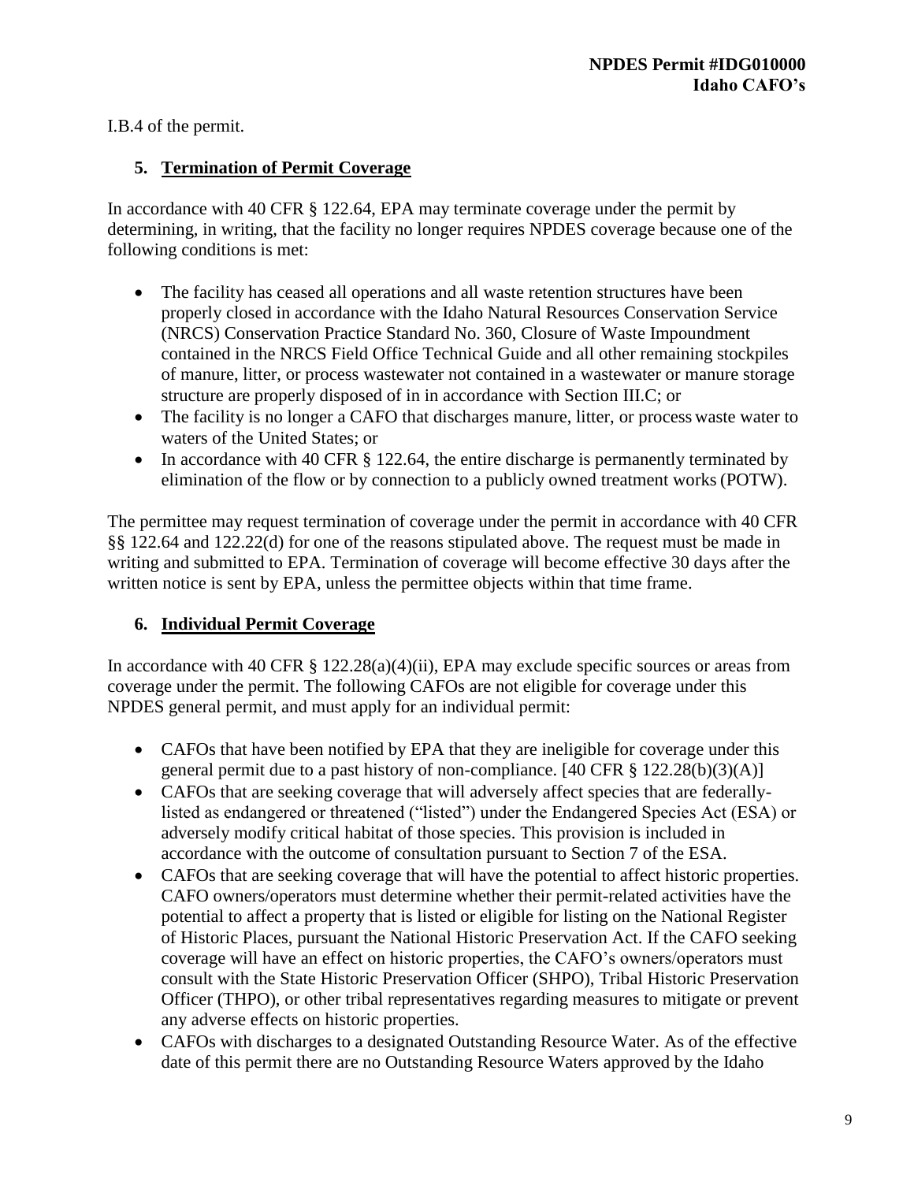I.B.4 of the permit.

### 5. Termination of Permit Coverage

In accordance with 40 CFR § 122.64, EPA may terminate coverage under the permit by determining, in writing, that the facility no longer requires NPDES coverage because one of the following conditions is met:

- The facility has ceased all operations and all waste retention structures have been properly closed in accordance with the Idaho Natural Resources Conservation Service (NRCS) Conservation Practice Standard No. 360, Closure of Waste Impoundment contained in the NRCS Field Office Technical Guide and all other remaining stockpiles of manure, litter, or process wastewater not contained in a wastewater or manure storage structure are properly disposed of in in accordance with Section III.C; or
- The facility is no longer a CAFO that discharges manure, litter, or process waste water to waters of the United States; or
- In accordance with 40 CFR § 122.64, the entire discharge is permanently terminated by elimination of the flow or by connection to a publicly owned treatment works (POTW).

The permittee may request termination of coverage under the permit in accordance with 40 CFR §§ 122.64 and 122.22(d) for one of the reasons stipulated above. The request must be made in writing and submitted to EPA. Termination of coverage will become effective 30 days after the written notice is sent by EPA, unless the permittee objects within that time frame.

### 6. Individual Permit Coverage

In accordance with 40 CFR § 122.28(a)(4)(ii), EPA may exclude specific sources or areas from coverage under the permit. The following CAFOs are not eligible for coverage under this NPDES general permit, and must apply for an individual permit:

- CAFOs that have been notified by EPA that they are ineligible for coverage under this general permit due to a past history of non-compliance. [40 CFR § 122.28(b)(3)(A)]
- CAFOs that are seeking coverage that will adversely affect species that are federally-listed as endangered or threatened ("listed") under the Endangered Species Act (ESA) or adversely modify critical habitat of those species. This provision is included in accordance with the outcome of consultation pursuant to Section 7 of the ESA.
- CAFOs that are seeking coverage that will have the potential to affect historic properties. CAFO owners/operators must determine whether their permit-related activities have the potential to affect a property that is listed or eligible for listing on the National Register of Historic Places, pursuant the National Historic Preservation Act. If the CAFO seeking coverage will have an effect on historic properties, the CAFO's owners/operators must consult with the State Historic Preservation Officer (SHPO), Tribal Historic Preservation Officer (THPO), or other tribal representatives regarding measures to mitigate or prevent any adverse effects on historic properties.
- CAFOs with discharges to a designated Outstanding Resource Water. As of the effective date of this permit there are no Outstanding Resource Waters approved by the Idaho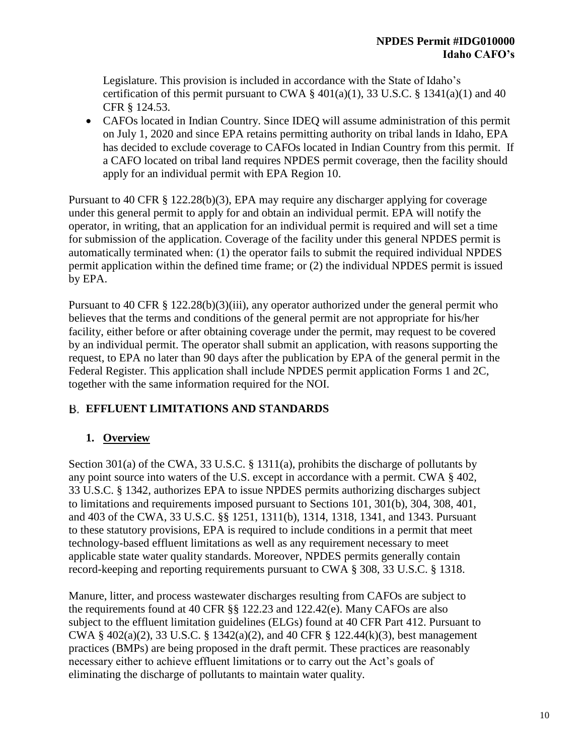Legislature. This provision is included in accordance with the State of Idaho's certification of this permit pursuant to CWA § 401(a)(1), 33 U.S.C. § 1341(a)(1) and 40 CFR § 124.53.

- CAFOs located in Indian Country. Since IDEQ will assume administration of this permit on July 1, 2020 and since EPA retains permitting authority on tribal lands in Idaho, EPA has decided to exclude coverage to CAFOs located in Indian Country from this permit. If a CAFO located on tribal land requires NPDES permit coverage, then the facility should apply for an individual permit with EPA Region 10.

Pursuant to 40 CFR § 122.28(b)(3), EPA may require any discharger applying for coverage under this general permit to apply for and obtain an individual permit. EPA will notify the operator, in writing, that an application for an individual permit is required and will set a time for submission of the application. Coverage of the facility under this general NPDES permit is automatically terminated when: (1) the operator fails to submit the required individual NPDES permit application within the defined time frame; or (2) the individual NPDES permit is issued by EPA.

Pursuant to 40 CFR § 122.28(b)(3)(iii), any operator authorized under the general permit who believes that the terms and conditions of the general permit are not appropriate for his/her facility, either before or after obtaining coverage under the permit, may request to be covered by an individual permit. The operator shall submit an application, with reasons supporting the request, to EPA no later than 90 days after the publication by EPA of the general permit in the Federal Register. This application shall include NPDES permit application Forms 1 and 2C, together with the same information required for the NOI.

## B. EFFLUENT LIMITATIONS AND STANDARDS

### 1. Overview

Section 301(a) of the CWA, 33 U.S.C. § 1311(a), prohibits the discharge of pollutants by any point source into waters of the U.S. except in accordance with a permit. CWA § 402, 33 U.S.C. § 1342, authorizes EPA to issue NPDES permits authorizing discharges subject to limitations and requirements imposed pursuant to Sections 101, 301(b), 304, 308, 401, and 403 of the CWA, 33 U.S.C. §§ 1251, 1311(b), 1314, 1318, 1341, and 1343. Pursuant to these statutory provisions, EPA is required to include conditions in a permit that meet technology-based effluent limitations as well as any requirement necessary to meet applicable state water quality standards. Moreover, NPDES permits generally contain record-keeping and reporting requirements pursuant to CWA § 308, 33 U.S.C. § 1318.

Manure, litter, and process wastewater discharges resulting from CAFOs are subject to the requirements found at 40 CFR §§ 122.23 and 122.42(e). Many CAFOs are also subject to the effluent limitation guidelines (ELGs) found at 40 CFR Part 412. Pursuant to CWA § 402(a)(2), 33 U.S.C. § 1342(a)(2), and 40 CFR § 122.44(k)(3), best management practices (BMPs) are being proposed in the draft permit. These practices are reasonably necessary either to achieve effluent limitations or to carry out the Act's goals of eliminating the discharge of pollutants to maintain water quality.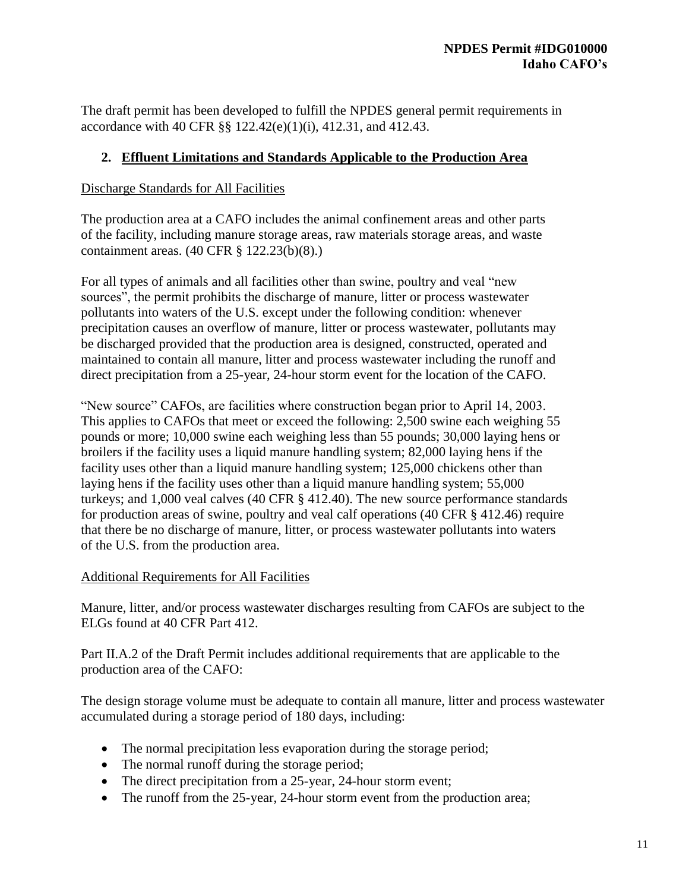The draft permit has been developed to fulfill the NPDES general permit requirements in accordance with 40 CFR §§ 122.42(e)(1)(i), 412.31, and 412.43.

## 2. Effluent Limitations and Standards Applicable to the Production Area

Discharge Standards for All Facilities

The production area at a CAFO includes the animal confinement areas and other parts of the facility, including manure storage areas, raw materials storage areas, and waste containment areas. (40 CFR § 122.23(b)(8).)

For all types of animals and all facilities other than swine, poultry and veal "new sources", the permit prohibits the discharge of manure, litter or process wastewater pollutants into waters of the U.S. except under the following condition: whenever precipitation causes an overflow of manure, litter or process wastewater, pollutants may be discharged provided that the production area is designed, constructed, operated and maintained to contain all manure, litter and process wastewater including the runoff and direct precipitation from a 25-year, 24-hour storm event for the location of the CAFO.

"New source" CAFOs, are facilities where construction began prior to April 14, 2003. This applies to CAFOs that meet or exceed the following: 2,500 swine each weighing 55 pounds or more; 10,000 swine each weighing less than 55 pounds; 30,000 laying hens or broilers if the facility uses a liquid manure handling system; 82,000 laying hens if the facility uses other than a liquid manure handling system; 125,000 chickens other than laying hens if the facility uses other than a liquid manure handling system; 55,000 turkeys; and 1,000 veal calves (40 CFR § 412.40). The new source performance standards for production areas of swine, poultry and veal calf operations (40 CFR § 412.46) require that there be no discharge of manure, litter, or process wastewater pollutants into waters of the U.S. from the production area.

Additional Requirements for All Facilities

Manure, litter, and/or process wastewater discharges resulting from CAFOs are subject to the ELGs found at 40 CFR Part 412.

Part II.A.2 of the Draft Permit includes additional requirements that are applicable to the production area of the CAFO:

The design storage volume must be adequate to contain all manure, litter and process wastewater accumulated during a storage period of 180 days, including:

- The normal precipitation less evaporation during the storage period;
- The normal runoff during the storage period;
- The direct precipitation from a 25-year, 24-hour storm event;
- The runoff from the 25-year, 24-hour storm event from the production area;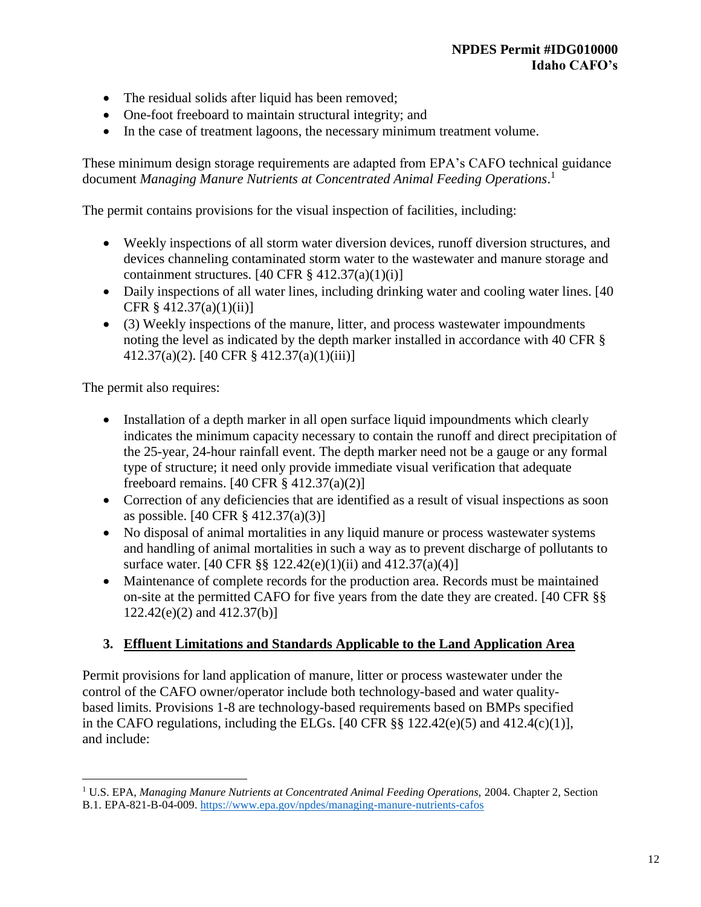- The residual solids after liquid has been removed;
- One-foot freeboard to maintain structural integrity; and
- In the case of treatment lagoons, the necessary minimum treatment volume.

These minimum design storage requirements are adapted from EPA's CAFO technical guidance document *Managing Manure Nutrients at Concentrated Animal Feeding Operations*.[1]

The permit contains provisions for the visual inspection of facilities, including:

- Weekly inspections of all storm water diversion devices, runoff diversion structures, and devices channeling contaminated storm water to the wastewater and manure storage and containment structures. [40 CFR § 412.37(a)(1)(i)]
- Daily inspections of all water lines, including drinking water and cooling water lines. [40 CFR § 412.37(a)(1)(ii)]
- (3) Weekly inspections of the manure, litter, and process wastewater impoundments noting the level as indicated by the depth marker installed in accordance with 40 CFR § 412.37(a)(2). [40 CFR § 412.37(a)(1)(iii)]

The permit also requires:

- Installation of a depth marker in all open surface liquid impoundments which clearly indicates the minimum capacity necessary to contain the runoff and direct precipitation of the 25-year, 24-hour rainfall event. The depth marker need not be a gauge or any formal type of structure; it need only provide immediate visual verification that adequate freeboard remains. [40 CFR § 412.37(a)(2)]
- Correction of any deficiencies that are identified as a result of visual inspections as soon as possible. [40 CFR § 412.37(a)(3)]
- No disposal of animal mortalities in any liquid manure or process wastewater systems and handling of animal mortalities in such a way as to prevent discharge of pollutants to surface water. [40 CFR §§ 122.42(e)(1)(ii) and 412.37(a)(4)]
- Maintenance of complete records for the production area. Records must be maintained on-site at the permitted CAFO for five years from the date they are created. [40 CFR §§ 122.42(e)(2) and 412.37(b)]

### 3. Effluent Limitations and Standards Applicable to the Land Application Area

Permit provisions for land application of manure, litter or process wastewater under the control of the CAFO owner/operator include both technology-based and water quality-based limits. Provisions 1-8 are technology-based requirements based on BMPs specified in the CAFO regulations, including the ELGs. [40 CFR §§ 122.42(e)(5) and 412.4(c)(1)], and include:

[1] U.S. EPA, *Managing Manure Nutrients at Concentrated Animal Feeding Operations,* 2004. Chapter 2, Section B.1. EPA-821-B-04-009. https://www.epa.gov/npdes/managing-manure-nutrients-cafos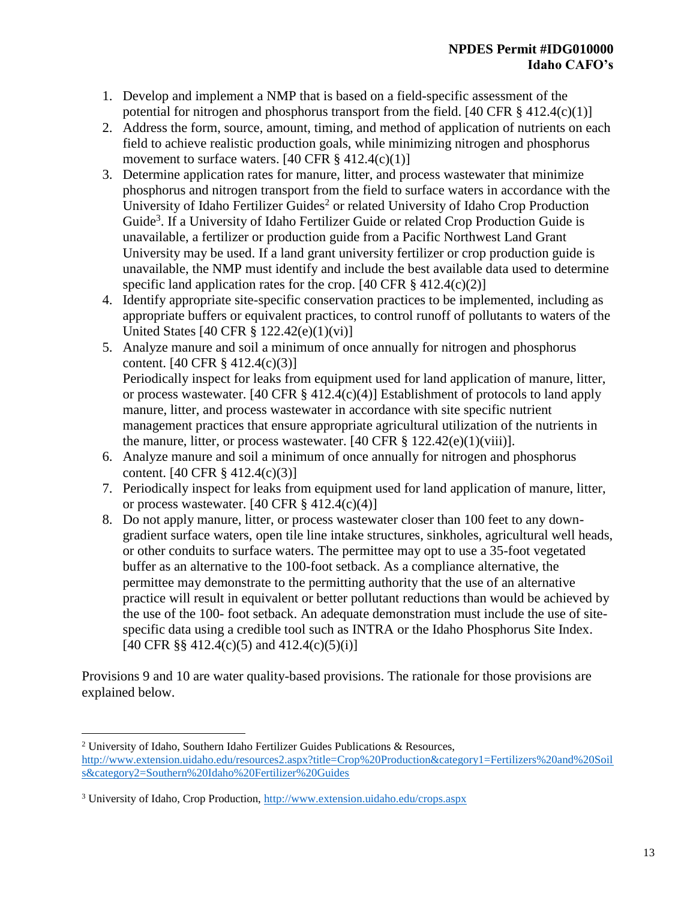1. Develop and implement a NMP that is based on a field-specific assessment of the potential for nitrogen and phosphorus transport from the field. [40 CFR § 412.4(c)(1)]
2. Address the form, source, amount, timing, and method of application of nutrients on each field to achieve realistic production goals, while minimizing nitrogen and phosphorus movement to surface waters. [40 CFR § 412.4(c)(1)]
3. Determine application rates for manure, litter, and process wastewater that minimize phosphorus and nitrogen transport from the field to surface waters in accordance with the University of Idaho Fertilizer Guides[2] or related University of Idaho Crop Production Guide[3]. If a University of Idaho Fertilizer Guide or related Crop Production Guide is unavailable, a fertilizer or production guide from a Pacific Northwest Land Grant University may be used. If a land grant university fertilizer or crop production guide is unavailable, the NMP must identify and include the best available data used to determine specific land application rates for the crop. [40 CFR § 412.4(c)(2)]
4. Identify appropriate site-specific conservation practices to be implemented, including as appropriate buffers or equivalent practices, to control runoff of pollutants to waters of the United States [40 CFR § 122.42(e)(1)(vi)]
5. Analyze manure and soil a minimum of once annually for nitrogen and phosphorus content. [40 CFR § 412.4(c)(3)]
   Periodically inspect for leaks from equipment used for land application of manure, litter, or process wastewater. [40 CFR § 412.4(c)(4)] Establishment of protocols to land apply manure, litter, and process wastewater in accordance with site specific nutrient management practices that ensure appropriate agricultural utilization of the nutrients in the manure, litter, or process wastewater. [40 CFR § 122.42(e)(1)(viii)].
6. Analyze manure and soil a minimum of once annually for nitrogen and phosphorus content. [40 CFR § 412.4(c)(3)]
7. Periodically inspect for leaks from equipment used for land application of manure, litter, or process wastewater. [40 CFR § 412.4(c)(4)]
8. Do not apply manure, litter, or process wastewater closer than 100 feet to any down-gradient surface waters, open tile line intake structures, sinkholes, agricultural well heads, or other conduits to surface waters. The permittee may opt to use a 35-foot vegetated buffer as an alternative to the 100-foot setback. As a compliance alternative, the permittee may demonstrate to the permitting authority that the use of an alternative practice will result in equivalent or better pollutant reductions than would be achieved by the use of the 100- foot setback. An adequate demonstration must include the use of site-specific data using a credible tool such as INTRA or the Idaho Phosphorus Site Index. [40 CFR §§ 412.4(c)(5) and 412.4(c)(5)(i)]

Provisions 9 and 10 are water quality-based provisions. The rationale for those provisions are explained below.

---

[2] University of Idaho, Southern Idaho Fertilizer Guides Publications & Resources, http://www.extension.uidaho.edu/resources2.aspx?title=Crop%20Production&category1=Fertilizers%20and%20Soils&category2=Southern%20Idaho%20Fertilizer%20Guides

[3] University of Idaho, Crop Production, http://www.extension.uidaho.edu/crops.aspx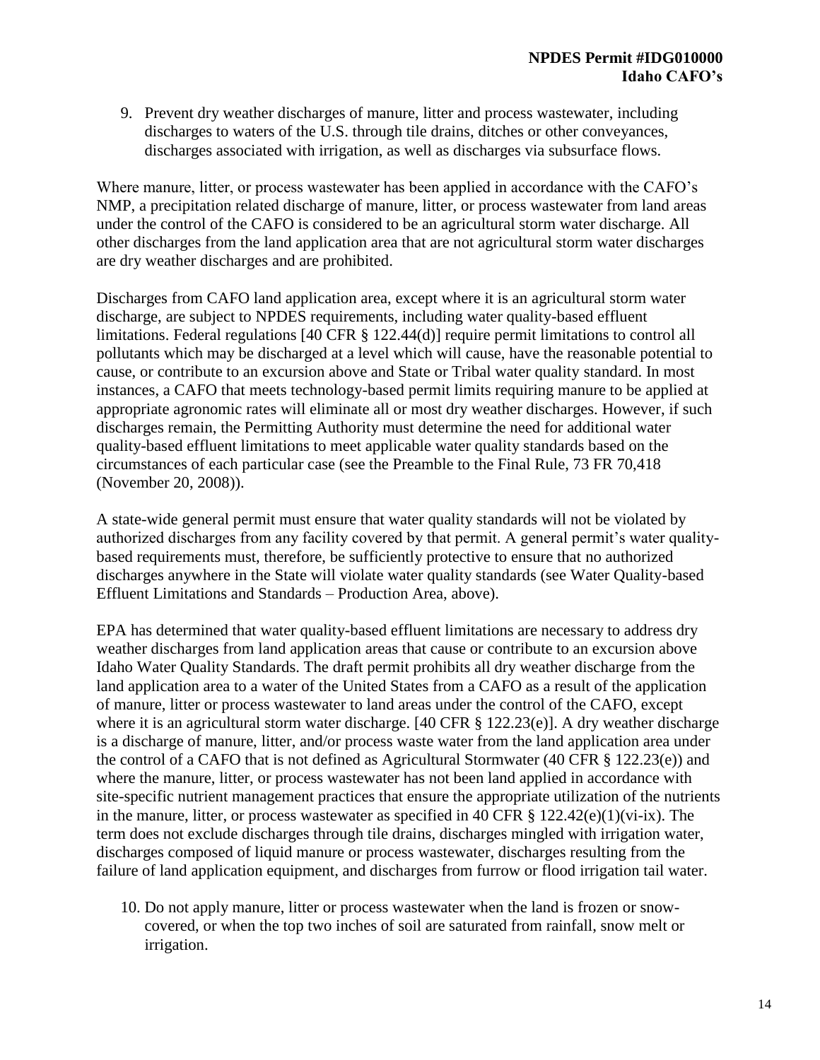9. Prevent dry weather discharges of manure, litter and process wastewater, including discharges to waters of the U.S. through tile drains, ditches or other conveyances, discharges associated with irrigation, as well as discharges via subsurface flows.

Where manure, litter, or process wastewater has been applied in accordance with the CAFO's NMP, a precipitation related discharge of manure, litter, or process wastewater from land areas under the control of the CAFO is considered to be an agricultural storm water discharge. All other discharges from the land application area that are not agricultural storm water discharges are dry weather discharges and are prohibited.

Discharges from CAFO land application area, except where it is an agricultural storm water discharge, are subject to NPDES requirements, including water quality-based effluent limitations. Federal regulations [40 CFR § 122.44(d)] require permit limitations to control all pollutants which may be discharged at a level which will cause, have the reasonable potential to cause, or contribute to an excursion above and State or Tribal water quality standard. In most instances, a CAFO that meets technology-based permit limits requiring manure to be applied at appropriate agronomic rates will eliminate all or most dry weather discharges. However, if such discharges remain, the Permitting Authority must determine the need for additional water quality-based effluent limitations to meet applicable water quality standards based on the circumstances of each particular case (see the Preamble to the Final Rule, 73 FR 70,418 (November 20, 2008)).

A state-wide general permit must ensure that water quality standards will not be violated by authorized discharges from any facility covered by that permit. A general permit's water quality-based requirements must, therefore, be sufficiently protective to ensure that no authorized discharges anywhere in the State will violate water quality standards (see Water Quality-based Effluent Limitations and Standards – Production Area, above).

EPA has determined that water quality-based effluent limitations are necessary to address dry weather discharges from land application areas that cause or contribute to an excursion above Idaho Water Quality Standards. The draft permit prohibits all dry weather discharge from the land application area to a water of the United States from a CAFO as a result of the application of manure, litter or process wastewater to land areas under the control of the CAFO, except where it is an agricultural storm water discharge. [40 CFR § 122.23(e)]. A dry weather discharge is a discharge of manure, litter, and/or process waste water from the land application area under the control of a CAFO that is not defined as Agricultural Stormwater (40 CFR § 122.23(e)) and where the manure, litter, or process wastewater has not been land applied in accordance with site-specific nutrient management practices that ensure the appropriate utilization of the nutrients in the manure, litter, or process wastewater as specified in 40 CFR § 122.42(e)(1)(vi-ix). The term does not exclude discharges through tile drains, discharges mingled with irrigation water, discharges composed of liquid manure or process wastewater, discharges resulting from the failure of land application equipment, and discharges from furrow or flood irrigation tail water.

10. Do not apply manure, litter or process wastewater when the land is frozen or snow-covered, or when the top two inches of soil are saturated from rainfall, snow melt or irrigation.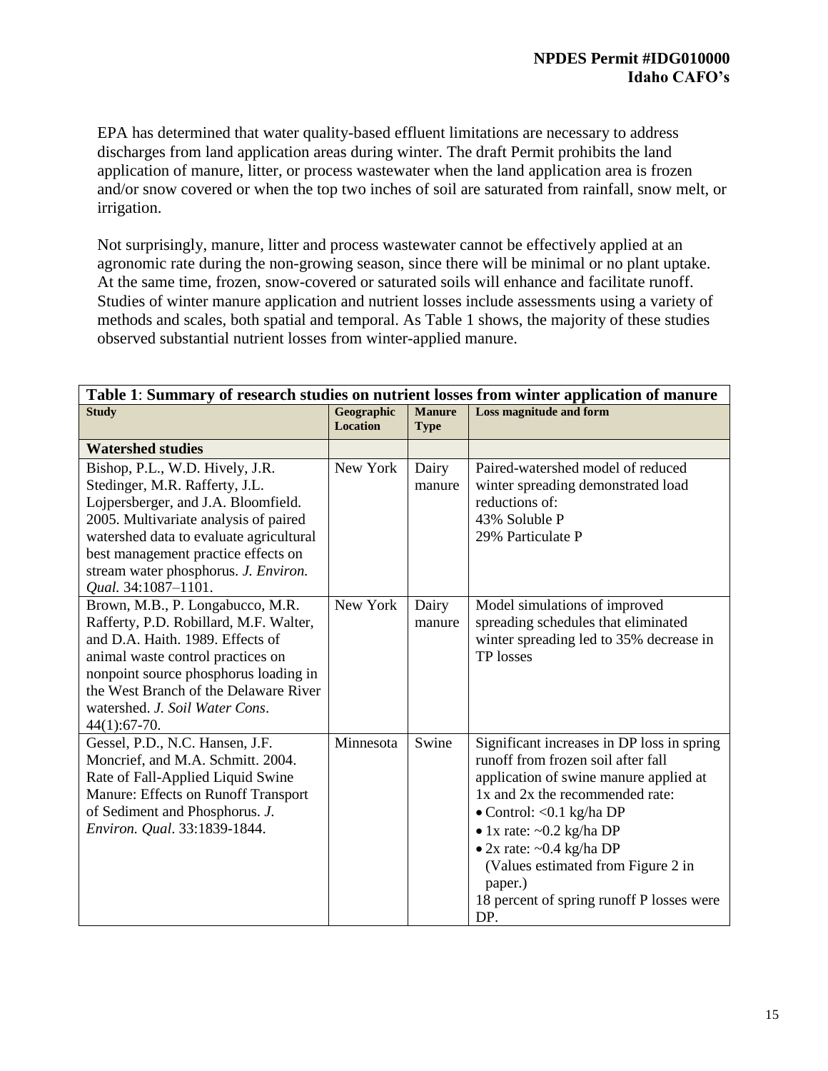EPA has determined that water quality-based effluent limitations are necessary to address discharges from land application areas during winter. The draft Permit prohibits the land application of manure, litter, or process wastewater when the land application area is frozen and/or snow covered or when the top two inches of soil are saturated from rainfall, snow melt, or irrigation.

Not surprisingly, manure, litter and process wastewater cannot be effectively applied at an agronomic rate during the non-growing season, since there will be minimal or no plant uptake. At the same time, frozen, snow-covered or saturated soils will enhance and facilitate runoff. Studies of winter manure application and nutrient losses include assessments using a variety of methods and scales, both spatial and temporal. As Table 1 shows, the majority of these studies observed substantial nutrient losses from winter-applied manure.

**Table 1**: **Summary of research studies on nutrient losses from winter application of manure**

| Study | Geographic Location | Manure Type | Loss magnitude and form |
|---|---|---|---|
| **Watershed studies** | | | |
| Bishop, P.L., W.D. Hively, J.R. Stedinger, M.R. Rafferty, J.L. Lojpersberger, and J.A. Bloomfield. 2005. Multivariate analysis of paired watershed data to evaluate agricultural best management practice effects on stream water phosphorus. *J. Environ. Qual.* 34:1087–1101. | New York | Dairy manure | Paired-watershed model of reduced winter spreading demonstrated load reductions of:<br>43% Soluble P<br>29% Particulate P |
| Brown, M.B., P. Longabucco, M.R. Rafferty, P.D. Robillard, M.F. Walter, and D.A. Haith. 1989. Effects of animal waste control practices on nonpoint source phosphorus loading in the West Branch of the Delaware River watershed. *J. Soil Water Cons*. 44(1):67-70. | New York | Dairy manure | Model simulations of improved spreading schedules that eliminated winter spreading led to 35% decrease in TP losses |
| Gessel, P.D., N.C. Hansen, J.F. Moncrief, and M.A. Schmitt. 2004. Rate of Fall-Applied Liquid Swine Manure: Effects on Runoff Transport of Sediment and Phosphorus. *J. Environ. Qual*. 33:1839-1844. | Minnesota | Swine | Significant increases in DP loss in spring runoff from frozen soil after fall application of swine manure applied at 1x and 2x the recommended rate:<br>• Control: <0.1 kg/ha DP<br>• 1x rate: ~0.2 kg/ha DP<br>• 2x rate: ~0.4 kg/ha DP<br>(Values estimated from Figure 2 in paper.)<br>18 percent of spring runoff P losses were DP. |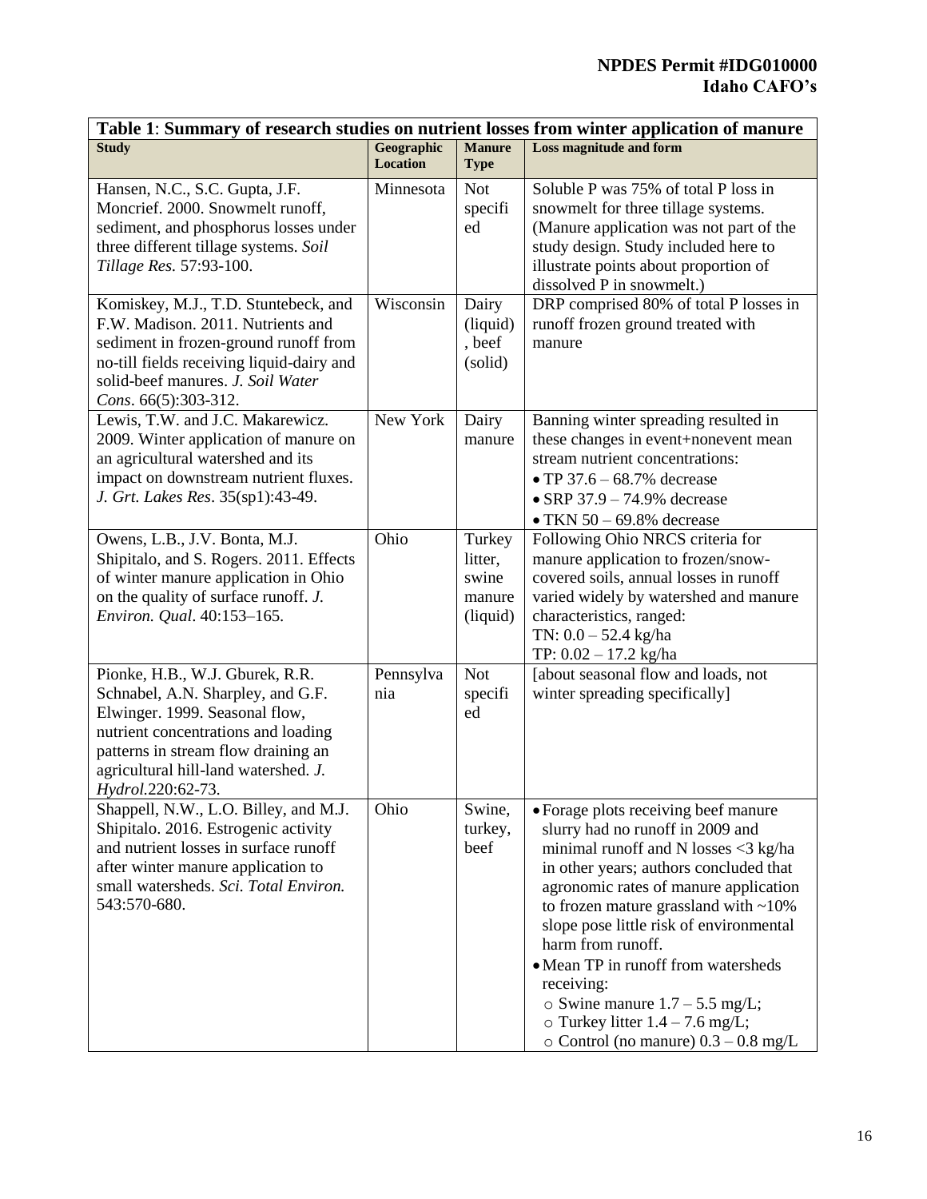**Table 1**: **Summary of research studies on nutrient losses from winter application of manure**

| Study | Geographic Location | Manure Type | Loss magnitude and form |
|---|---|---|---|
| Hansen, N.C., S.C. Gupta, J.F. Moncrief. 2000. Snowmelt runoff, sediment, and phosphorus losses under three different tillage systems. *Soil Tillage Res.* 57:93-100. | Minnesota | Not specified | Soluble P was 75% of total P loss in snowmelt for three tillage systems. (Manure application was not part of the study design. Study included here to illustrate points about proportion of dissolved P in snowmelt.) |
| Komiskey, M.J., T.D. Stuntebeck, and F.W. Madison. 2011. Nutrients and sediment in frozen-ground runoff from no-till fields receiving liquid-dairy and solid-beef manures. *J. Soil Water Cons*. 66(5):303-312. | Wisconsin | Dairy (liquid), beef (solid) | DRP comprised 80% of total P losses in runoff frozen ground treated with manure |
| Lewis, T.W. and J.C. Makarewicz. 2009. Winter application of manure on an agricultural watershed and its impact on downstream nutrient fluxes. *J. Grt. Lakes Res*. 35(sp1):43-49. | New York | Dairy manure | Banning winter spreading resulted in these changes in event+nonevent mean stream nutrient concentrations: <br>• TP 37.6 – 68.7% decrease <br>• SRP 37.9 – 74.9% decrease <br>• TKN 50 – 69.8% decrease |
| Owens, L.B., J.V. Bonta, M.J. Shipitalo, and S. Rogers. 2011. Effects of winter manure application in Ohio on the quality of surface runoff. *J. Environ. Qual*. 40:153–165. | Ohio | Turkey litter, swine manure (liquid) | Following Ohio NRCS criteria for manure application to frozen/snow-covered soils, annual losses in runoff varied widely by watershed and manure characteristics, ranged: <br>TN: 0.0 – 52.4 kg/ha <br>TP: 0.02 – 17.2 kg/ha |
| Pionke, H.B., W.J. Gburek, R.R. Schnabel, A.N. Sharpley, and G.F. Elwinger. 1999. Seasonal flow, nutrient concentrations and loading patterns in stream flow draining an agricultural hill-land watershed. *J. Hydrol.*220:62-73. | Pennsylvania | Not specified | [about seasonal flow and loads, not winter spreading specifically] |
| Shappell, N.W., L.O. Billey, and M.J. Shipitalo. 2016. Estrogenic activity and nutrient losses in surface runoff after winter manure application to small watersheds. *Sci. Total Environ.* 543:570-680. | Ohio | Swine, turkey, beef | • Forage plots receiving beef manure slurry had no runoff in 2009 and minimal runoff and N losses <3 kg/ha in other years; authors concluded that agronomic rates of manure application to frozen mature grassland with ~10% slope pose little risk of environmental harm from runoff. <br>• Mean TP in runoff from watersheds receiving: <br>○ Swine manure 1.7 – 5.5 mg/L; <br>○ Turkey litter 1.4 – 7.6 mg/L; <br>○ Control (no manure) 0.3 – 0.8 mg/L |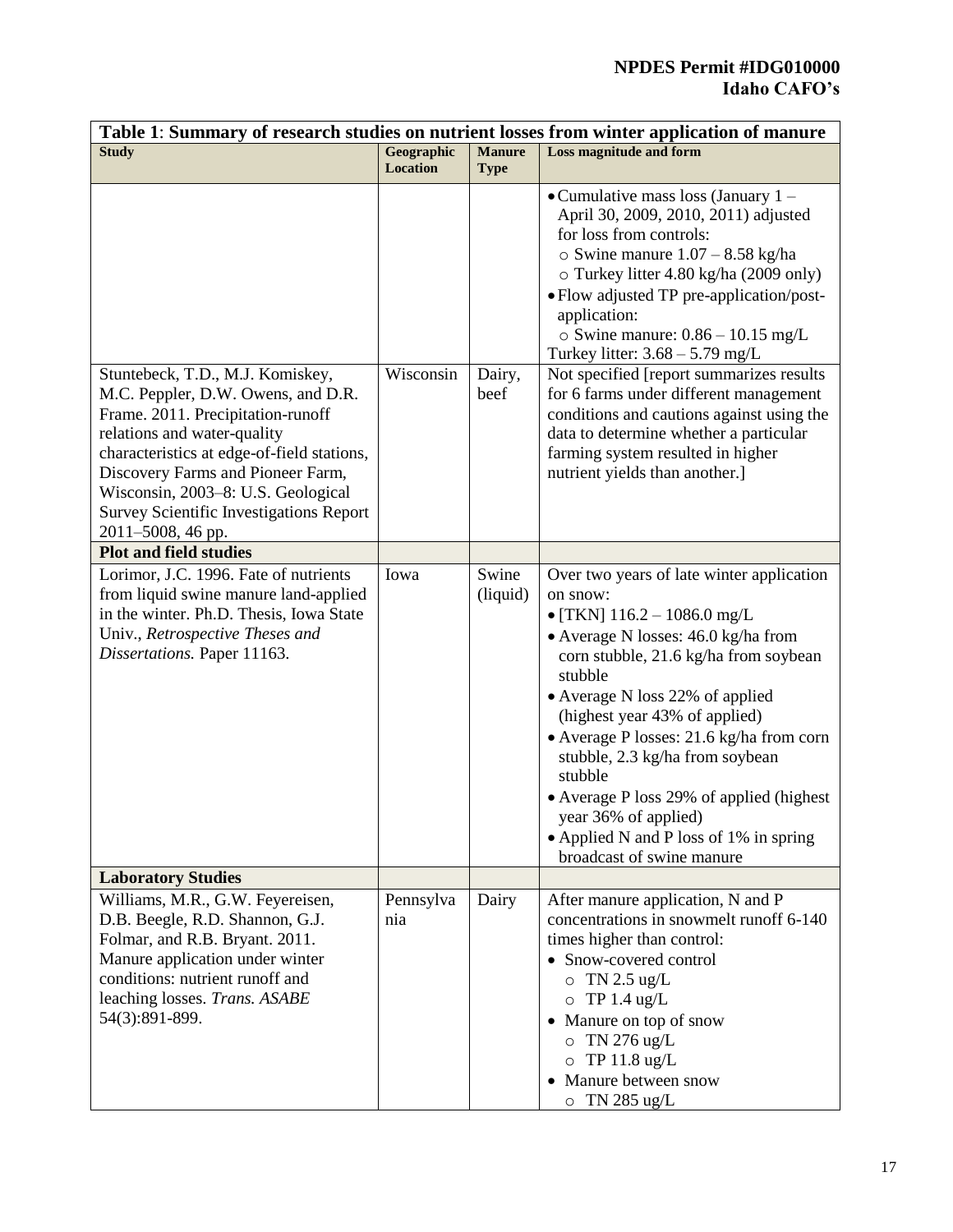**Table 1**: **Summary of research studies on nutrient losses from winter application of manure**

| Study | Geographic Location | Manure Type | Loss magnitude and form |
|---|---|---|---|
| | | | • Cumulative mass loss (January 1 – April 30, 2009, 2010, 2011) adjusted for loss from controls:<br>○ Swine manure 1.07 – 8.58 kg/ha<br>○ Turkey litter 4.80 kg/ha (2009 only)<br>• Flow adjusted TP pre-application/post-application:<br>○ Swine manure: 0.86 – 10.15 mg/L<br>Turkey litter: 3.68 – 5.79 mg/L |
| Stuntebeck, T.D., M.J. Komiskey, M.C. Peppler, D.W. Owens, and D.R. Frame. 2011. Precipitation-runoff relations and water-quality characteristics at edge-of-field stations, Discovery Farms and Pioneer Farm, Wisconsin, 2003–8: U.S. Geological Survey Scientific Investigations Report 2011–5008, 46 pp. | Wisconsin | Dairy, beef | Not specified [report summarizes results for 6 farms under different management conditions and cautions against using the data to determine whether a particular farming system resulted in higher nutrient yields than another.] |
| **Plot and field studies** | | | |
| Lorimor, J.C. 1996. Fate of nutrients from liquid swine manure land-applied in the winter. Ph.D. Thesis, Iowa State Univ., *Retrospective Theses and Dissertations.* Paper 11163. | Iowa | Swine (liquid) | Over two years of late winter application on snow:<br>• [TKN] 116.2 – 1086.0 mg/L<br>• Average N losses: 46.0 kg/ha from corn stubble, 21.6 kg/ha from soybean stubble<br>• Average N loss 22% of applied (highest year 43% of applied)<br>• Average P losses: 21.6 kg/ha from corn stubble, 2.3 kg/ha from soybean stubble<br>• Average P loss 29% of applied (highest year 36% of applied)<br>• Applied N and P loss of 1% in spring broadcast of swine manure |
| **Laboratory Studies** | | | |
| Williams, M.R., G.W. Feyereisen, D.B. Beegle, R.D. Shannon, G.J. Folmar, and R.B. Bryant. 2011. Manure application under winter conditions: nutrient runoff and leaching losses. *Trans. ASABE* 54(3):891-899. | Pennsylvania | Dairy | After manure application, N and P concentrations in snowmelt runoff 6-140 times higher than control:<br>• Snow-covered control<br>○ TN 2.5 ug/L<br>○ TP 1.4 ug/L<br>• Manure on top of snow<br>○ TN 276 ug/L<br>○ TP 11.8 ug/L<br>• Manure between snow<br>○ TN 285 ug/L |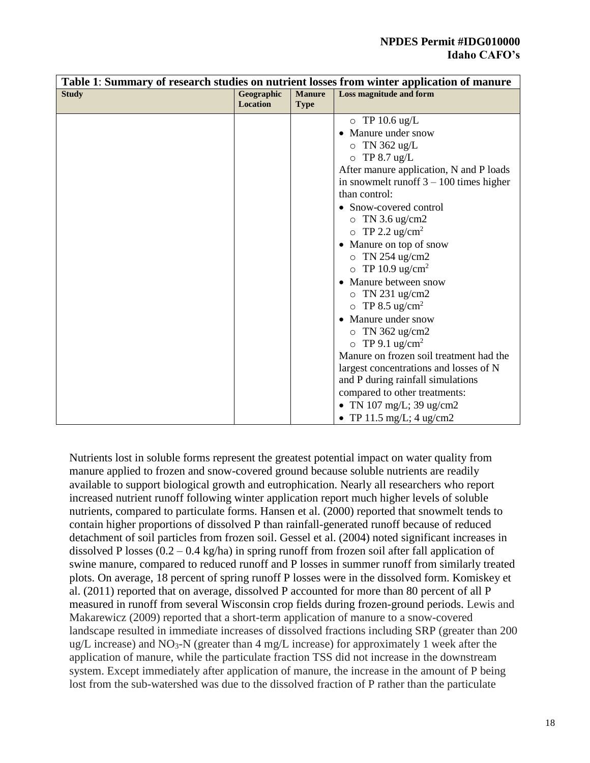**Table 1**: **Summary of research studies on nutrient losses from winter application of manure**

| Study | Geographic Location | Manure Type | Loss magnitude and form |
|---|---|---|---|
| | | | ○ TP 10.6 ug/L<br>• Manure under snow<br>○ TN 362 ug/L<br>○ TP 8.7 ug/L<br>After manure application, N and P loads in snowmelt runoff 3 – 100 times higher than control:<br>• Snow-covered control<br>○ TN 3.6 ug/cm2<br>○ TP 2.2 ug/$cm^2$<br>• Manure on top of snow<br>○ TN 254 ug/cm2<br>○ TP 10.9 ug/$cm^2$<br>• Manure between snow<br>○ TN 231 ug/cm2<br>○ TP 8.5 ug/$cm^2$<br>• Manure under snow<br>○ TN 362 ug/cm2<br>○ TP 9.1 ug/$cm^2$<br>Manure on frozen soil treatment had the largest concentrations and losses of N and P during rainfall simulations compared to other treatments:<br>• TN 107 mg/L; 39 ug/cm2<br>• TP 11.5 mg/L; 4 ug/cm2 |

Nutrients lost in soluble forms represent the greatest potential impact on water quality from manure applied to frozen and snow-covered ground because soluble nutrients are readily available to support biological growth and eutrophication. Nearly all researchers who report increased nutrient runoff following winter application report much higher levels of soluble nutrients, compared to particulate forms. Hansen et al. (2000) reported that snowmelt tends to contain higher proportions of dissolved P than rainfall-generated runoff because of reduced detachment of soil particles from frozen soil. Gessel et al. (2004) noted significant increases in dissolved P losses (0.2 – 0.4 kg/ha) in spring runoff from frozen soil after fall application of swine manure, compared to reduced runoff and P losses in summer runoff from similarly treated plots. On average, 18 percent of spring runoff P losses were in the dissolved form. Komiskey et al. (2011) reported that on average, dissolved P accounted for more than 80 percent of all P measured in runoff from several Wisconsin crop fields during frozen-ground periods. Lewis and Makarewicz (2009) reported that a short-term application of manure to a snow-covered landscape resulted in immediate increases of dissolved fractions including SRP (greater than 200 ug/L increase) and $NO_3$-N (greater than 4 mg/L increase) for approximately 1 week after the application of manure, while the particulate fraction TSS did not increase in the downstream system. Except immediately after application of manure, the increase in the amount of P being lost from the sub-watershed was due to the dissolved fraction of P rather than the particulate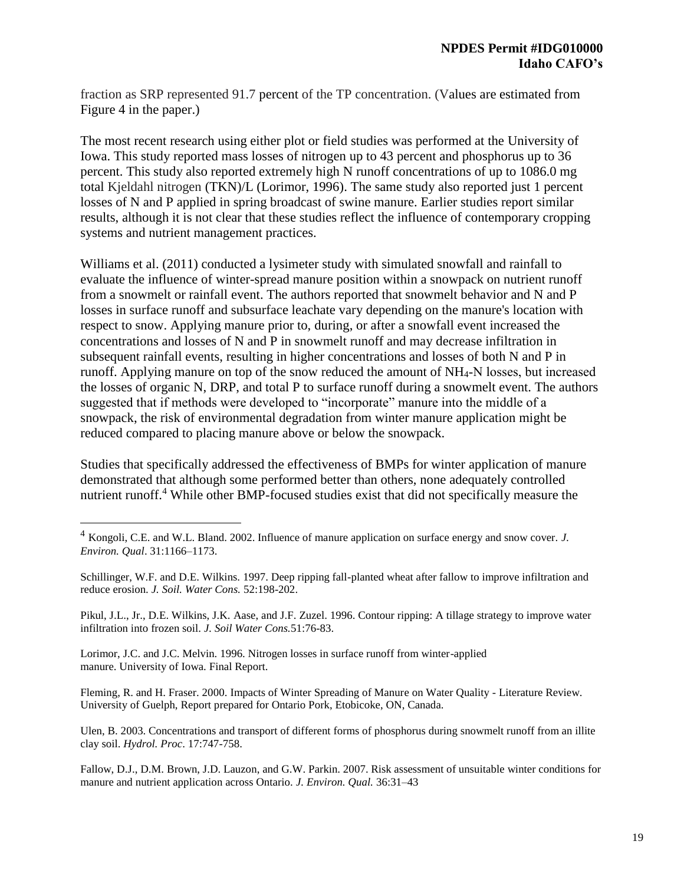fraction as SRP represented 91.7 percent of the TP concentration. (Values are estimated from Figure 4 in the paper.)

The most recent research using either plot or field studies was performed at the University of Iowa. This study reported mass losses of nitrogen up to 43 percent and phosphorus up to 36 percent. This study also reported extremely high N runoff concentrations of up to 1086.0 mg total Kjeldahl nitrogen (TKN)/L (Lorimor, 1996). The same study also reported just 1 percent losses of N and P applied in spring broadcast of swine manure. Earlier studies report similar results, although it is not clear that these studies reflect the influence of contemporary cropping systems and nutrient management practices.

Williams et al. (2011) conducted a lysimeter study with simulated snowfall and rainfall to evaluate the influence of winter-spread manure position within a snowpack on nutrient runoff from a snowmelt or rainfall event. The authors reported that snowmelt behavior and N and P losses in surface runoff and subsurface leachate vary depending on the manure's location with respect to snow. Applying manure prior to, during, or after a snowfall event increased the concentrations and losses of N and P in snowmelt runoff and may decrease infiltration in subsequent rainfall events, resulting in higher concentrations and losses of both N and P in runoff. Applying manure on top of the snow reduced the amount of $NH_4$-N losses, but increased the losses of organic N, DRP, and total P to surface runoff during a snowmelt event. The authors suggested that if methods were developed to "incorporate" manure into the middle of a snowpack, the risk of environmental degradation from winter manure application might be reduced compared to placing manure above or below the snowpack.

Studies that specifically addressed the effectiveness of BMPs for winter application of manure demonstrated that although some performed better than others, none adequately controlled nutrient runoff.[4] While other BMP-focused studies exist that did not specifically measure the

---

[4] Kongoli, C.E. and W.L. Bland. 2002. Influence of manure application on surface energy and snow cover. *J. Environ. Qual*. 31:1166–1173.

Schillinger, W.F. and D.E. Wilkins. 1997. Deep ripping fall-planted wheat after fallow to improve infiltration and reduce erosion. *J. Soil. Water Cons.* 52:198-202.

Pikul, J.L., Jr., D.E. Wilkins, J.K. Aase, and J.F. Zuzel. 1996. Contour ripping: A tillage strategy to improve water infiltration into frozen soil. *J. Soil Water Cons.*51:76-83.

Lorimor, J.C. and J.C. Melvin. 1996. Nitrogen losses in surface runoff from winter-applied manure. University of Iowa. Final Report.

Fleming, R. and H. Fraser. 2000. Impacts of Winter Spreading of Manure on Water Quality - Literature Review. University of Guelph, Report prepared for Ontario Pork, Etobicoke, ON, Canada.

Ulen, B. 2003. Concentrations and transport of different forms of phosphorus during snowmelt runoff from an illite clay soil. *Hydrol. Proc*. 17:747-758.

Fallow, D.J., D.M. Brown, J.D. Lauzon, and G.W. Parkin. 2007. Risk assessment of unsuitable winter conditions for manure and nutrient application across Ontario. *J. Environ. Qual.* 36:31–43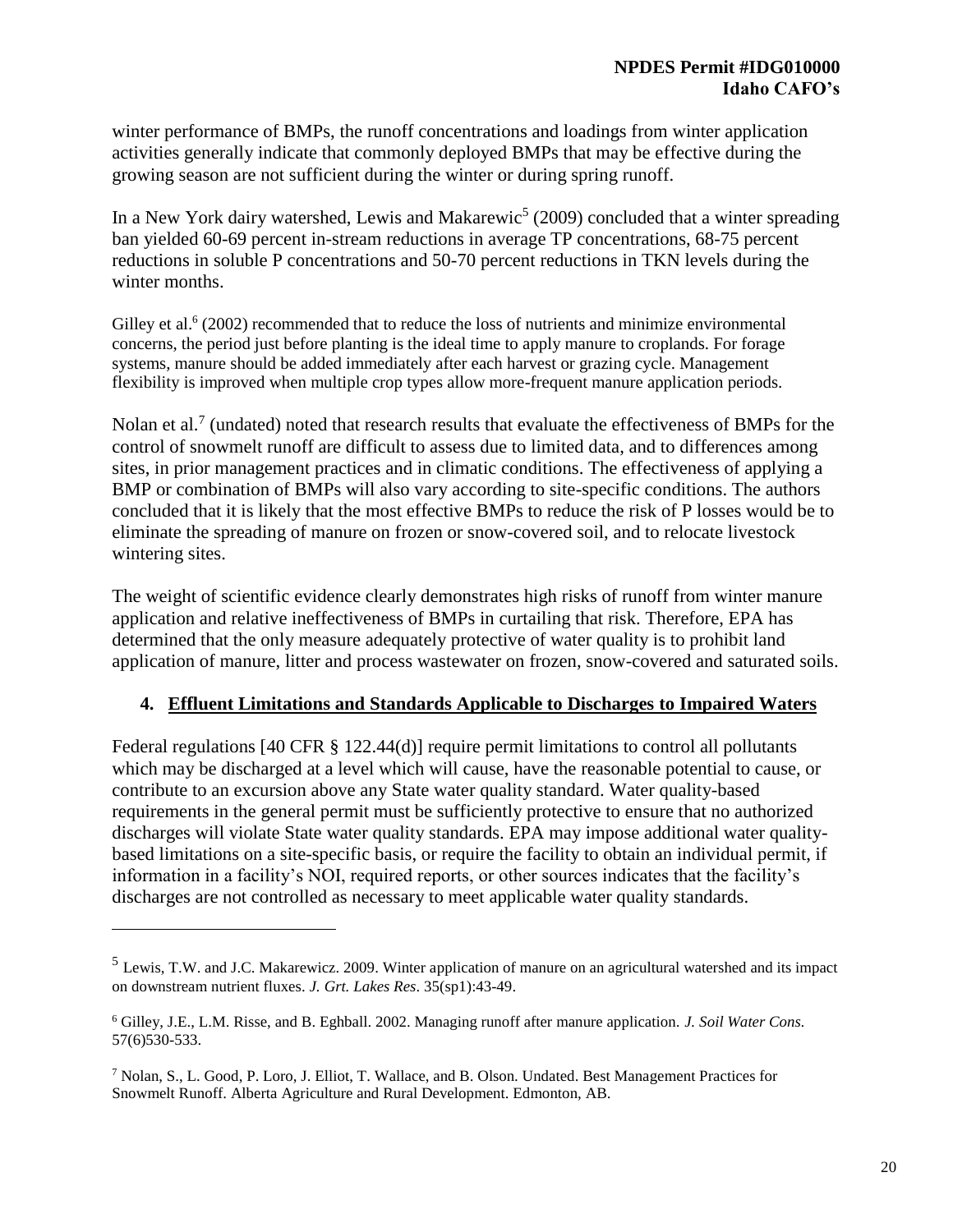winter performance of BMPs, the runoff concentrations and loadings from winter application activities generally indicate that commonly deployed BMPs that may be effective during the growing season are not sufficient during the winter or during spring runoff.

In a New York dairy watershed, Lewis and Makarewic[5] (2009) concluded that a winter spreading ban yielded 60-69 percent in-stream reductions in average TP concentrations, 68-75 percent reductions in soluble P concentrations and 50-70 percent reductions in TKN levels during the winter months.

Gilley et al.[6] (2002) recommended that to reduce the loss of nutrients and minimize environmental concerns, the period just before planting is the ideal time to apply manure to croplands. For forage systems, manure should be added immediately after each harvest or grazing cycle. Management flexibility is improved when multiple crop types allow more-frequent manure application periods.

Nolan et al.[7] (undated) noted that research results that evaluate the effectiveness of BMPs for the control of snowmelt runoff are difficult to assess due to limited data, and to differences among sites, in prior management practices and in climatic conditions. The effectiveness of applying a BMP or combination of BMPs will also vary according to site-specific conditions. The authors concluded that it is likely that the most effective BMPs to reduce the risk of P losses would be to eliminate the spreading of manure on frozen or snow-covered soil, and to relocate livestock wintering sites.

The weight of scientific evidence clearly demonstrates high risks of runoff from winter manure application and relative ineffectiveness of BMPs in curtailing that risk. Therefore, EPA has determined that the only measure adequately protective of water quality is to prohibit land application of manure, litter and process wastewater on frozen, snow-covered and saturated soils.

## 4. Effluent Limitations and Standards Applicable to Discharges to Impaired Waters

Federal regulations [40 CFR § 122.44(d)] require permit limitations to control all pollutants which may be discharged at a level which will cause, have the reasonable potential to cause, or contribute to an excursion above any State water quality standard. Water quality-based requirements in the general permit must be sufficiently protective to ensure that no authorized discharges will violate State water quality standards. EPA may impose additional water quality-based limitations on a site-specific basis, or require the facility to obtain an individual permit, if information in a facility's NOI, required reports, or other sources indicates that the facility's discharges are not controlled as necessary to meet applicable water quality standards.

---

[5] Lewis, T.W. and J.C. Makarewicz. 2009. Winter application of manure on an agricultural watershed and its impact on downstream nutrient fluxes. *J. Grt. Lakes Res*. 35(sp1):43-49.

[6] Gilley, J.E., L.M. Risse, and B. Eghball. 2002. Managing runoff after manure application. *J. Soil Water Cons.* 57(6)530-533.

[7] Nolan, S., L. Good, P. Loro, J. Elliot, T. Wallace, and B. Olson. Undated. Best Management Practices for Snowmelt Runoff. Alberta Agriculture and Rural Development. Edmonton, AB.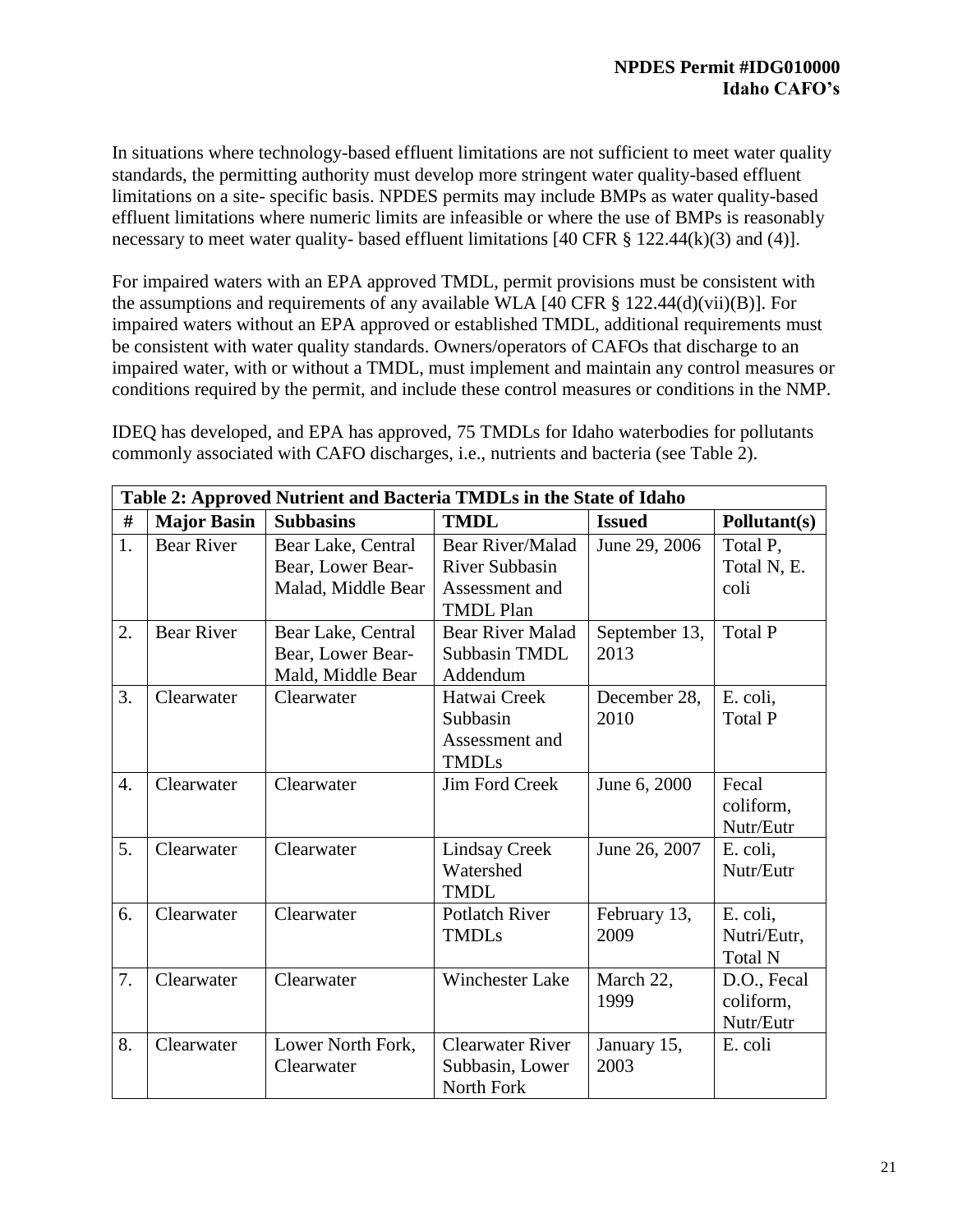In situations where technology-based effluent limitations are not sufficient to meet water quality standards, the permitting authority must develop more stringent water quality-based effluent limitations on a site- specific basis. NPDES permits may include BMPs as water quality-based effluent limitations where numeric limits are infeasible or where the use of BMPs is reasonably necessary to meet water quality- based effluent limitations [40 CFR § 122.44(k)(3) and (4)].

For impaired waters with an EPA approved TMDL, permit provisions must be consistent with the assumptions and requirements of any available WLA [40 CFR § 122.44(d)(vii)(B)]. For impaired waters without an EPA approved or established TMDL, additional requirements must be consistent with water quality standards. Owners/operators of CAFOs that discharge to an impaired water, with or without a TMDL, must implement and maintain any control measures or conditions required by the permit, and include these control measures or conditions in the NMP.

IDEQ has developed, and EPA has approved, 75 TMDLs for Idaho waterbodies for pollutants commonly associated with CAFO discharges, i.e., nutrients and bacteria (see Table 2).

**Table 2: Approved Nutrient and Bacteria TMDLs in the State of Idaho**

| # | Major Basin | Subbasins | TMDL | Issued | Pollutant(s) |
|---|---|---|---|---|---|
| 1. | Bear River | Bear Lake, Central Bear, Lower Bear-Malad, Middle Bear | Bear River/Malad River Subbasin Assessment and TMDL Plan | June 29, 2006 | Total P, Total N, E. coli |
| 2. | Bear River | Bear Lake, Central Bear, Lower Bear-Mald, Middle Bear | Bear River Malad Subbasin TMDL Addendum | September 13, 2013 | Total P |
| 3. | Clearwater | Clearwater | Hatwai Creek Subbasin Assessment and TMDLs | December 28, 2010 | E. coli, Total P |
| 4. | Clearwater | Clearwater | Jim Ford Creek | June 6, 2000 | Fecal coliform, Nutr/Eutr |
| 5. | Clearwater | Clearwater | Lindsay Creek Watershed TMDL | June 26, 2007 | E. coli, Nutr/Eutr |
| 6. | Clearwater | Clearwater | Potlatch River TMDLs | February 13, 2009 | E. coli, Nutri/Eutr, Total N |
| 7. | Clearwater | Clearwater | Winchester Lake | March 22, 1999 | D.O., Fecal coliform, Nutr/Eutr |
| 8. | Clearwater | Lower North Fork, Clearwater | Clearwater River Subbasin, Lower North Fork | January 15, 2003 | E. coli |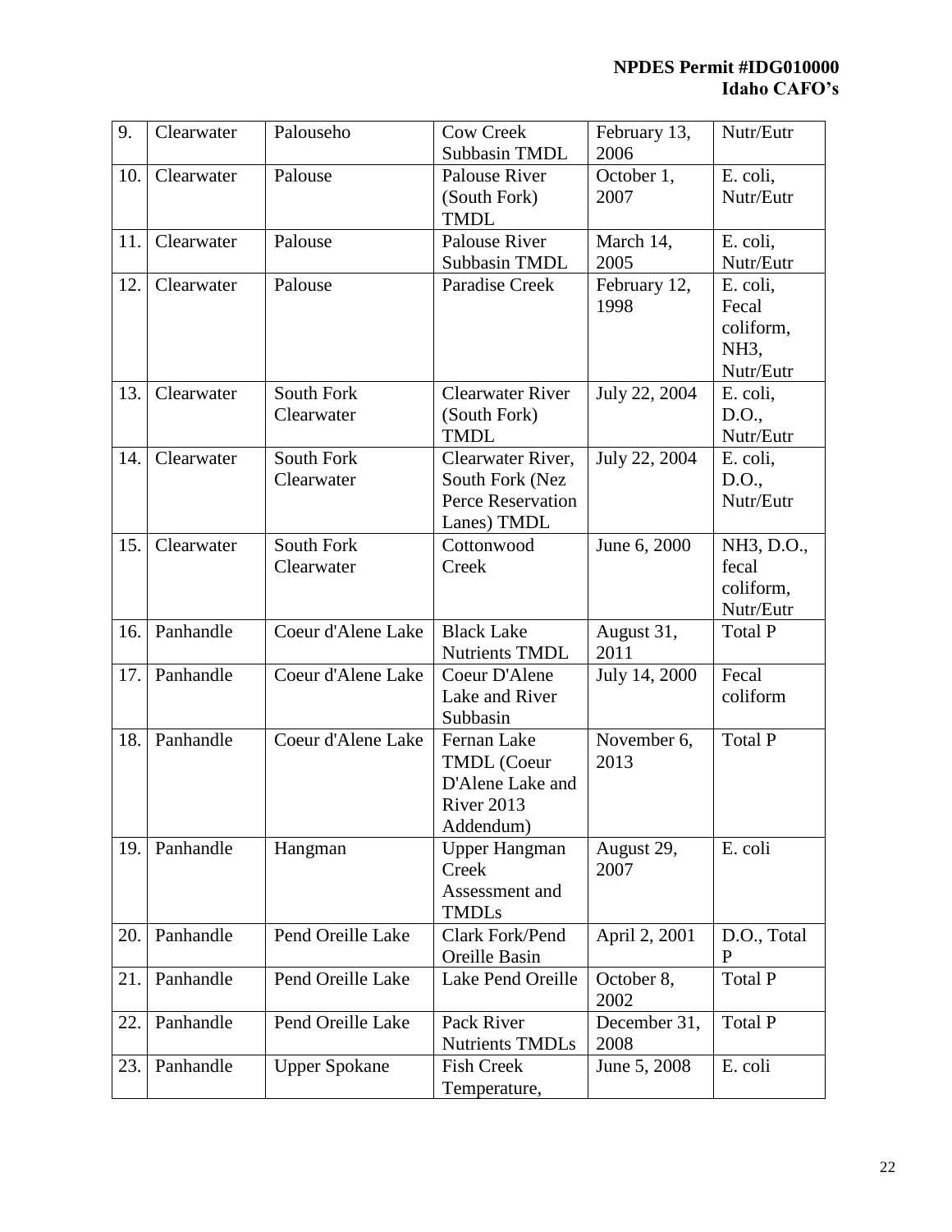| 9. | Clearwater | Palouseho | Cow Creek Subbasin TMDL | February 13, 2006 | Nutr/Eutr |
|---|---|---|---|---|---|
| 10. | Clearwater | Palouse | Palouse River (South Fork) TMDL | October 1, 2007 | E. coli, Nutr/Eutr |
| 11. | Clearwater | Palouse | Palouse River Subbasin TMDL | March 14, 2005 | E. coli, Nutr/Eutr |
| 12. | Clearwater | Palouse | Paradise Creek | February 12, 1998 | E. coli, Fecal coliform, NH3, Nutr/Eutr |
| 13. | Clearwater | South Fork Clearwater | Clearwater River (South Fork) TMDL | July 22, 2004 | E. coli, D.O., Nutr/Eutr |
| 14. | Clearwater | South Fork Clearwater | Clearwater River, South Fork (Nez Perce Reservation Lanes) TMDL | July 22, 2004 | E. coli, D.O., Nutr/Eutr |
| 15. | Clearwater | South Fork Clearwater | Cottonwood Creek | June 6, 2000 | NH3, D.O., fecal coliform, Nutr/Eutr |
| 16. | Panhandle | Coeur d'Alene Lake | Black Lake Nutrients TMDL | August 31, 2011 | Total P |
| 17. | Panhandle | Coeur d'Alene Lake | Coeur D'Alene Lake and River Subbasin | July 14, 2000 | Fecal coliform |
| 18. | Panhandle | Coeur d'Alene Lake | Fernan Lake TMDL (Coeur D'Alene Lake and River 2013 Addendum) | November 6, 2013 | Total P |
| 19. | Panhandle | Hangman | Upper Hangman Creek Assessment and TMDLs | August 29, 2007 | E. coli |
| 20. | Panhandle | Pend Oreille Lake | Clark Fork/Pend Oreille Basin | April 2, 2001 | D.O., Total P |
| 21. | Panhandle | Pend Oreille Lake | Lake Pend Oreille | October 8, 2002 | Total P |
| 22. | Panhandle | Pend Oreille Lake | Pack River Nutrients TMDLs | December 31, 2008 | Total P |
| 23. | Panhandle | Upper Spokane | Fish Creek Temperature, | June 5, 2008 | E. coli |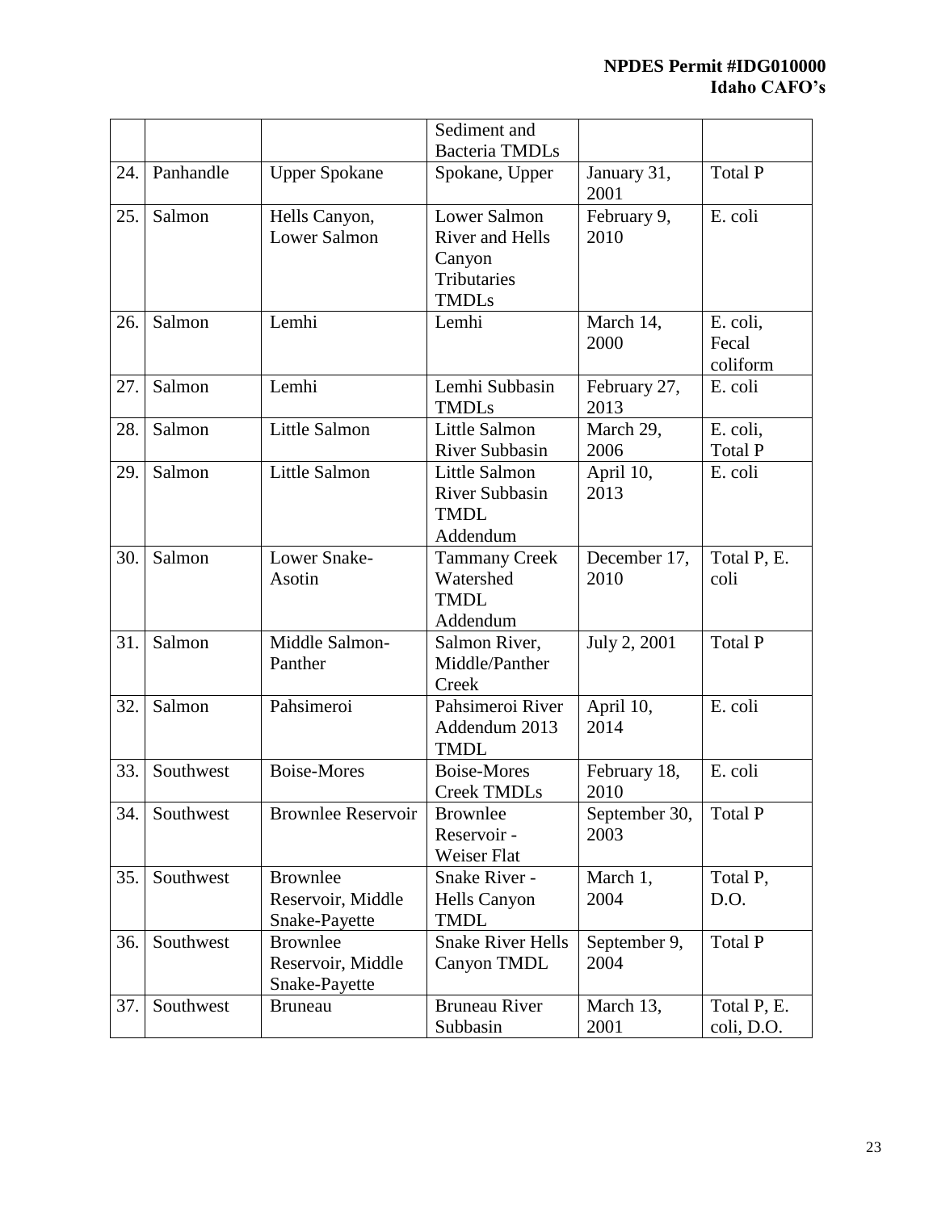| | | | Sediment and Bacteria TMDLs | | |
|---|---|---|---|---|---|
| 24. | Panhandle | Upper Spokane | Spokane, Upper | January 31, 2001 | Total P |
| 25. | Salmon | Hells Canyon, Lower Salmon | Lower Salmon River and Hells Canyon Tributaries TMDLs | February 9, 2010 | E. coli |
| 26. | Salmon | Lemhi | Lemhi | March 14, 2000 | E. coli, Fecal coliform |
| 27. | Salmon | Lemhi | Lemhi Subbasin TMDLs | February 27, 2013 | E. coli |
| 28. | Salmon | Little Salmon | Little Salmon River Subbasin | March 29, 2006 | E. coli, Total P |
| 29. | Salmon | Little Salmon | Little Salmon River Subbasin TMDL Addendum | April 10, 2013 | E. coli |
| 30. | Salmon | Lower Snake-Asotin | Tammany Creek Watershed TMDL Addendum | December 17, 2010 | Total P, E. coli |
| 31. | Salmon | Middle Salmon-Panther | Salmon River, Middle/Panther Creek | July 2, 2001 | Total P |
| 32. | Salmon | Pahsimeroi | Pahsimeroi River Addendum 2013 TMDL | April 10, 2014 | E. coli |
| 33. | Southwest | Boise-Mores | Boise-Mores Creek TMDLs | February 18, 2010 | E. coli |
| 34. | Southwest | Brownlee Reservoir | Brownlee Reservoir - Weiser Flat | September 30, 2003 | Total P |
| 35. | Southwest | Brownlee Reservoir, Middle Snake-Payette | Snake River - Hells Canyon TMDL | March 1, 2004 | Total P, D.O. |
| 36. | Southwest | Brownlee Reservoir, Middle Snake-Payette | Snake River Hells Canyon TMDL | September 9, 2004 | Total P |
| 37. | Southwest | Bruneau | Bruneau River Subbasin | March 13, 2001 | Total P, E. coli, D.O. |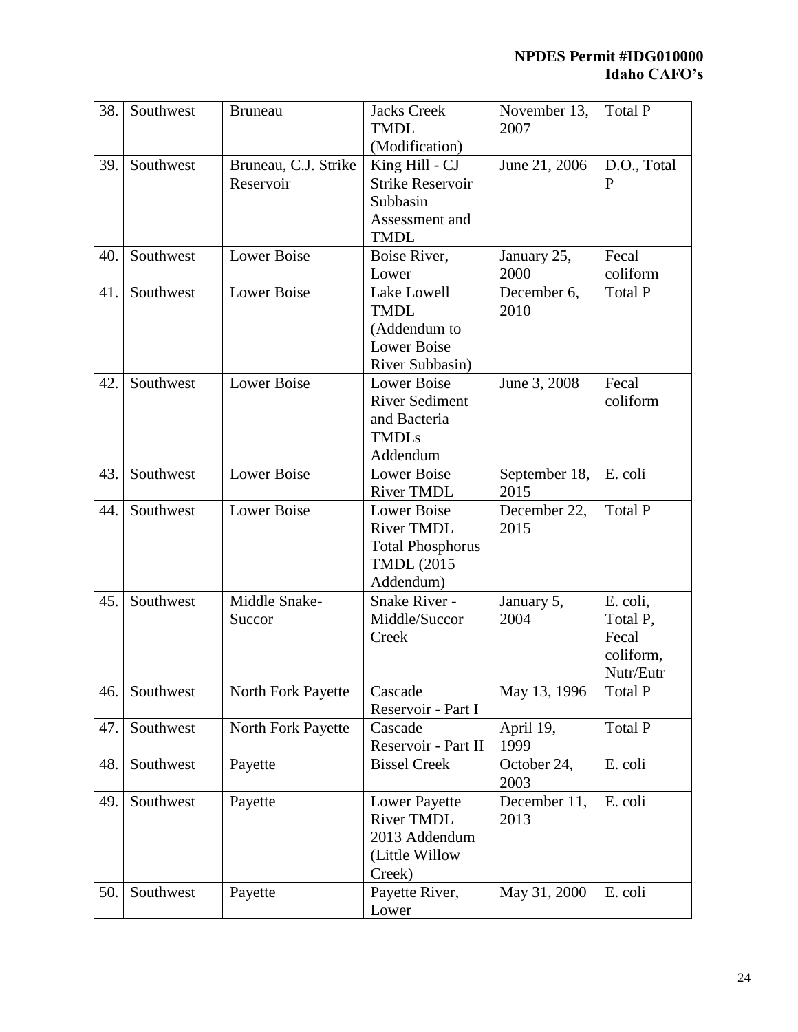| 38. | Southwest | Bruneau | Jacks Creek TMDL (Modification) | November 13, 2007 | Total P |
|---|---|---|---|---|---|
| 39. | Southwest | Bruneau, C.J. Strike Reservoir | King Hill - CJ Strike Reservoir Subbasin Assessment and TMDL | June 21, 2006 | D.O., Total P |
| 40. | Southwest | Lower Boise | Boise River, Lower | January 25, 2000 | Fecal coliform |
| 41. | Southwest | Lower Boise | Lake Lowell TMDL (Addendum to Lower Boise River Subbasin) | December 6, 2010 | Total P |
| 42. | Southwest | Lower Boise | Lower Boise River Sediment and Bacteria TMDLs Addendum | June 3, 2008 | Fecal coliform |
| 43. | Southwest | Lower Boise | Lower Boise River TMDL | September 18, 2015 | E. coli |
| 44. | Southwest | Lower Boise | Lower Boise River TMDL Total Phosphorus TMDL (2015 Addendum) | December 22, 2015 | Total P |
| 45. | Southwest | Middle Snake-Succor | Snake River - Middle/Succor Creek | January 5, 2004 | E. coli, Total P, Fecal coliform, Nutr/Eutr |
| 46. | Southwest | North Fork Payette | Cascade Reservoir - Part I | May 13, 1996 | Total P |
| 47. | Southwest | North Fork Payette | Cascade Reservoir - Part II | April 19, 1999 | Total P |
| 48. | Southwest | Payette | Bissel Creek | October 24, 2003 | E. coli |
| 49. | Southwest | Payette | Lower Payette River TMDL 2013 Addendum (Little Willow Creek) | December 11, 2013 | E. coli |
| 50. | Southwest | Payette | Payette River, Lower | May 31, 2000 | E. coli |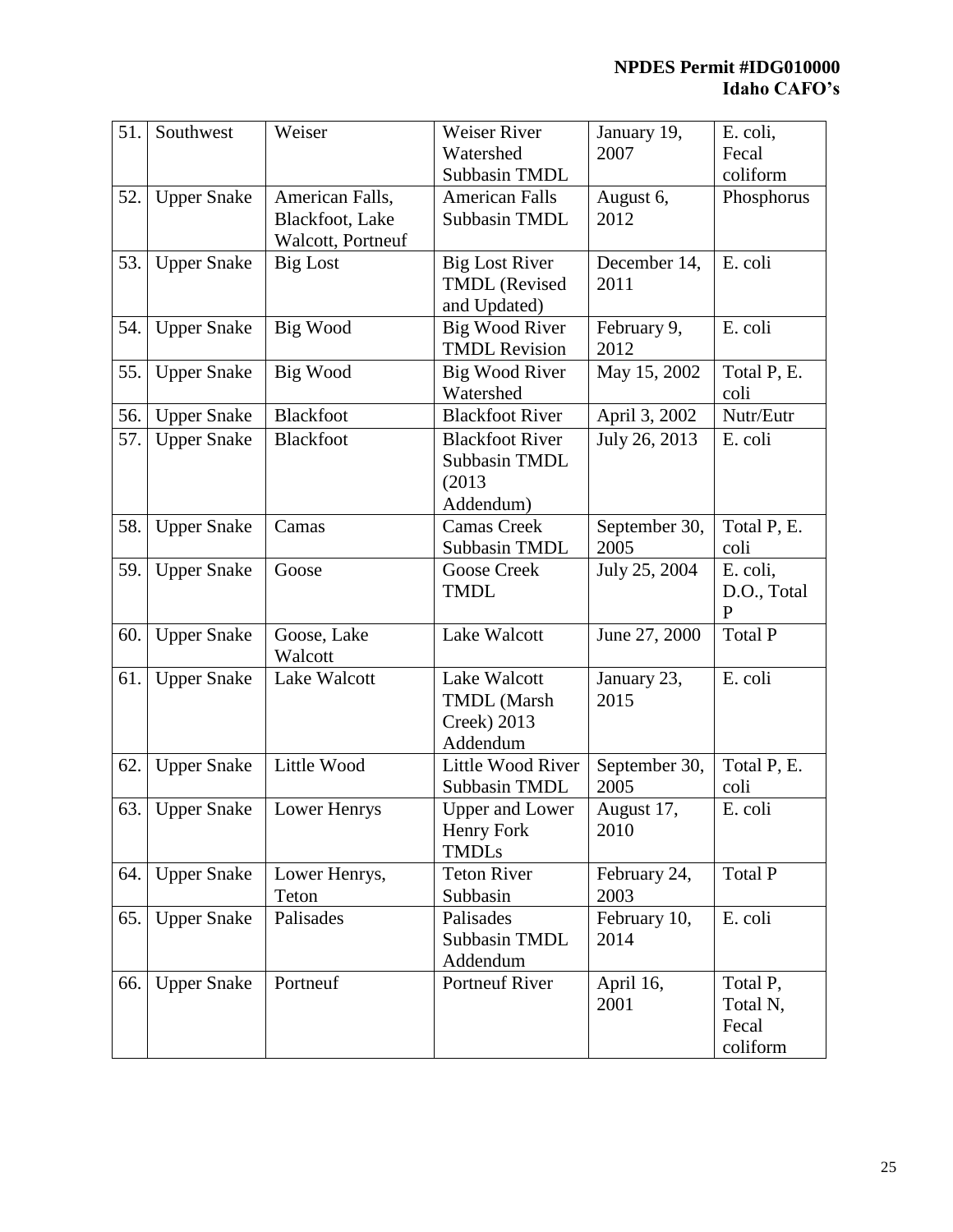| 51. | Southwest | Weiser | Weiser River Watershed Subbasin TMDL | January 19, 2007 | E. coli, Fecal coliform |
|---|---|---|---|---|---|
| 52. | Upper Snake | American Falls, Blackfoot, Lake Walcott, Portneuf | American Falls Subbasin TMDL | August 6, 2012 | Phosphorus |
| 53. | Upper Snake | Big Lost | Big Lost River TMDL (Revised and Updated) | December 14, 2011 | E. coli |
| 54. | Upper Snake | Big Wood | Big Wood River TMDL Revision | February 9, 2012 | E. coli |
| 55. | Upper Snake | Big Wood | Big Wood River Watershed | May 15, 2002 | Total P, E. coli |
| 56. | Upper Snake | Blackfoot | Blackfoot River | April 3, 2002 | Nutr/Eutr |
| 57. | Upper Snake | Blackfoot | Blackfoot River Subbasin TMDL (2013 Addendum) | July 26, 2013 | E. coli |
| 58. | Upper Snake | Camas | Camas Creek Subbasin TMDL | September 30, 2005 | Total P, E. coli |
| 59. | Upper Snake | Goose | Goose Creek TMDL | July 25, 2004 | E. coli, D.O., Total P |
| 60. | Upper Snake | Goose, Lake Walcott | Lake Walcott | June 27, 2000 | Total P |
| 61. | Upper Snake | Lake Walcott | Lake Walcott TMDL (Marsh Creek) 2013 Addendum | January 23, 2015 | E. coli |
| 62. | Upper Snake | Little Wood | Little Wood River Subbasin TMDL | September 30, 2005 | Total P, E. coli |
| 63. | Upper Snake | Lower Henrys | Upper and Lower Henry Fork TMDLs | August 17, 2010 | E. coli |
| 64. | Upper Snake | Lower Henrys, Teton | Teton River Subbasin | February 24, 2003 | Total P |
| 65. | Upper Snake | Palisades | Palisades Subbasin TMDL Addendum | February 10, 2014 | E. coli |
| 66. | Upper Snake | Portneuf | Portneuf River | April 16, 2001 | Total P, Total N, Fecal coliform |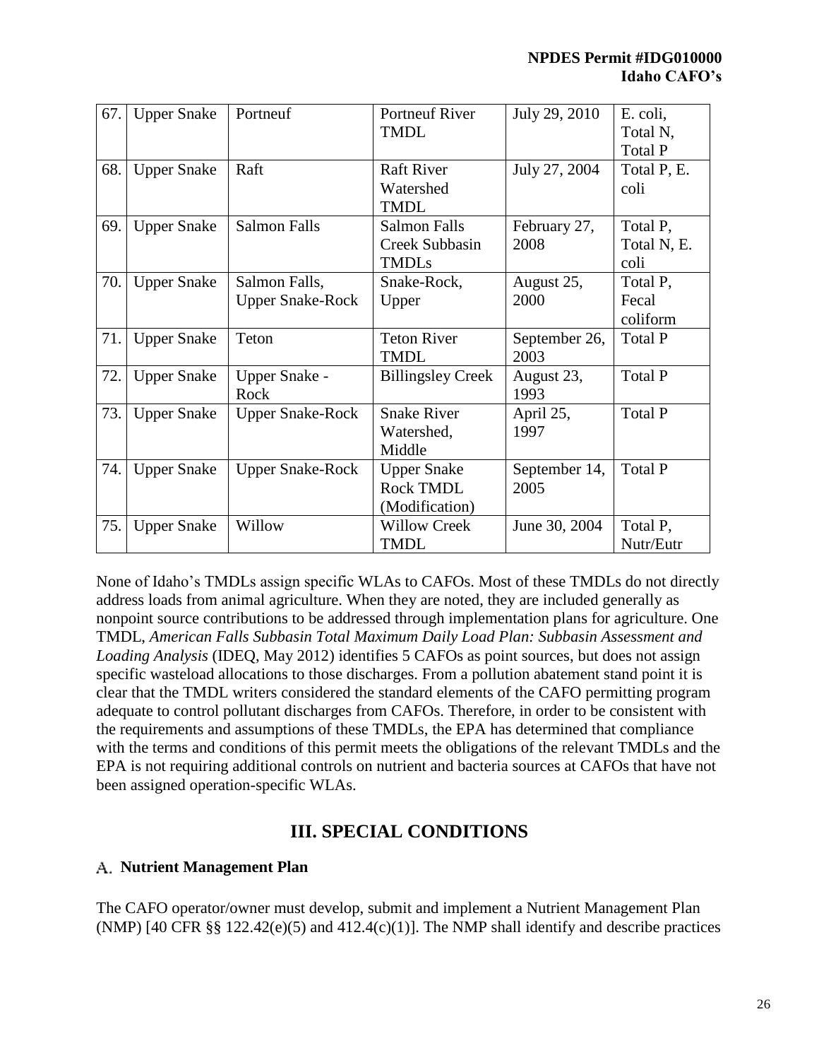| 67. | Upper Snake | Portneuf | Portneuf River TMDL | July 29, 2010 | E. coli, Total N, Total P |
|---|---|---|---|---|---|
| 68. | Upper Snake | Raft | Raft River Watershed TMDL | July 27, 2004 | Total P, E. coli |
| 69. | Upper Snake | Salmon Falls | Salmon Falls Creek Subbasin TMDLs | February 27, 2008 | Total P, Total N, E. coli |
| 70. | Upper Snake | Salmon Falls, Upper Snake-Rock | Snake-Rock, Upper | August 25, 2000 | Total P, Fecal coliform |
| 71. | Upper Snake | Teton | Teton River TMDL | September 26, 2003 | Total P |
| 72. | Upper Snake | Upper Snake - Rock | Billingsley Creek | August 23, 1993 | Total P |
| 73. | Upper Snake | Upper Snake-Rock | Snake River Watershed, Middle | April 25, 1997 | Total P |
| 74. | Upper Snake | Upper Snake-Rock | Upper Snake Rock TMDL (Modification) | September 14, 2005 | Total P |
| 75. | Upper Snake | Willow | Willow Creek TMDL | June 30, 2004 | Total P, Nutr/Eutr |

None of Idaho's TMDLs assign specific WLAs to CAFOs. Most of these TMDLs do not directly address loads from animal agriculture. When they are noted, they are included generally as nonpoint source contributions to be addressed through implementation plans for agriculture. One TMDL, *American Falls Subbasin Total Maximum Daily Load Plan: Subbasin Assessment and Loading Analysis* (IDEQ, May 2012) identifies 5 CAFOs as point sources, but does not assign specific wasteload allocations to those discharges. From a pollution abatement stand point it is clear that the TMDL writers considered the standard elements of the CAFO permitting program adequate to control pollutant discharges from CAFOs. Therefore, in order to be consistent with the requirements and assumptions of these TMDLs, the EPA has determined that compliance with the terms and conditions of this permit meets the obligations of the relevant TMDLs and the EPA is not requiring additional controls on nutrient and bacteria sources at CAFOs that have not been assigned operation-specific WLAs.

# III. SPECIAL CONDITIONS

## A. Nutrient Management Plan

The CAFO operator/owner must develop, submit and implement a Nutrient Management Plan (NMP) [40 CFR §§ 122.42(e)(5) and 412.4(c)(1)]. The NMP shall identify and describe practices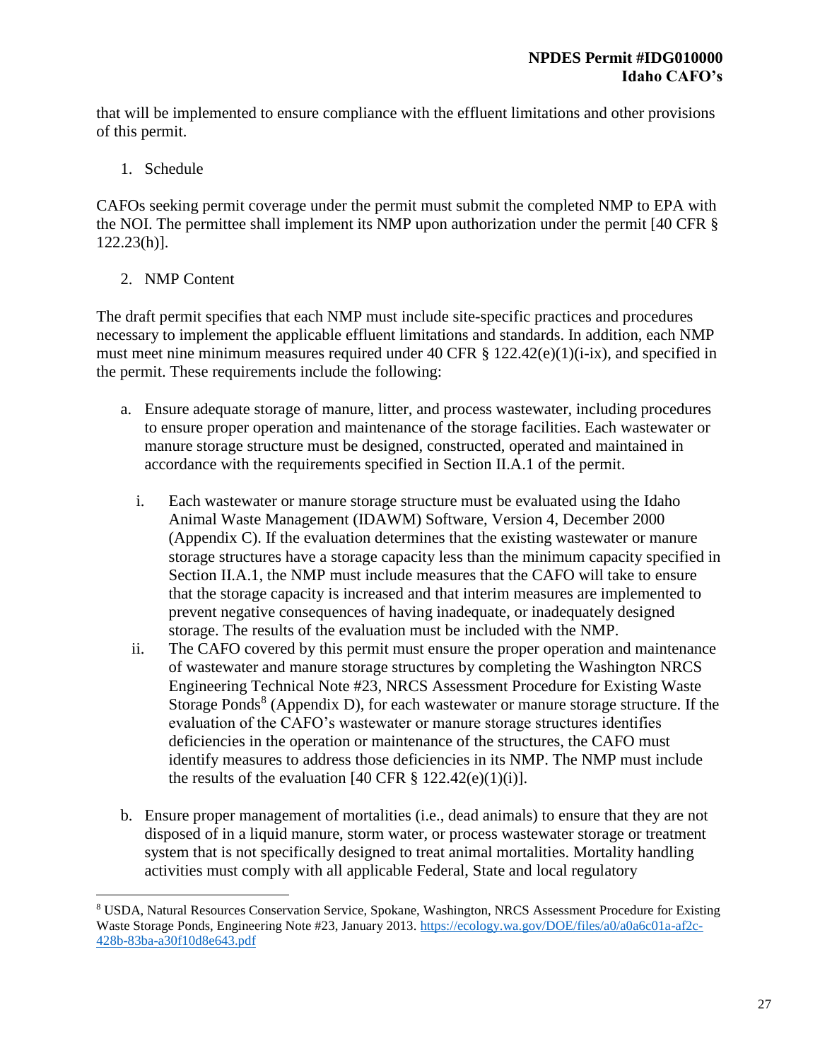that will be implemented to ensure compliance with the effluent limitations and other provisions of this permit.

1. Schedule

CAFOs seeking permit coverage under the permit must submit the completed NMP to EPA with the NOI. The permittee shall implement its NMP upon authorization under the permit [40 CFR § 122.23(h)].

2. NMP Content

The draft permit specifies that each NMP must include site-specific practices and procedures necessary to implement the applicable effluent limitations and standards. In addition, each NMP must meet nine minimum measures required under 40 CFR § 122.42(e)(1)(i-ix), and specified in the permit. These requirements include the following:

a. Ensure adequate storage of manure, litter, and process wastewater, including procedures to ensure proper operation and maintenance of the storage facilities. Each wastewater or manure storage structure must be designed, constructed, operated and maintained in accordance with the requirements specified in Section II.A.1 of the permit.

   i. Each wastewater or manure storage structure must be evaluated using the Idaho Animal Waste Management (IDAWM) Software, Version 4, December 2000 (Appendix C). If the evaluation determines that the existing wastewater or manure storage structures have a storage capacity less than the minimum capacity specified in Section II.A.1, the NMP must include measures that the CAFO will take to ensure that the storage capacity is increased and that interim measures are implemented to prevent negative consequences of having inadequate, or inadequately designed storage. The results of the evaluation must be included with the NMP.

   ii. The CAFO covered by this permit must ensure the proper operation and maintenance of wastewater and manure storage structures by completing the Washington NRCS Engineering Technical Note #23, NRCS Assessment Procedure for Existing Waste Storage Ponds[8] (Appendix D), for each wastewater or manure storage structure. If the evaluation of the CAFO's wastewater or manure storage structures identifies deficiencies in the operation or maintenance of the structures, the CAFO must identify measures to address those deficiencies in its NMP. The NMP must include the results of the evaluation [40 CFR § 122.42(e)(1)(i)].

b. Ensure proper management of mortalities (i.e., dead animals) to ensure that they are not disposed of in a liquid manure, storm water, or process wastewater storage or treatment system that is not specifically designed to treat animal mortalities. Mortality handling activities must comply with all applicable Federal, State and local regulatory

[8] USDA, Natural Resources Conservation Service, Spokane, Washington, NRCS Assessment Procedure for Existing Waste Storage Ponds, Engineering Note #23, January 2013. https://ecology.wa.gov/DOE/files/a0/a0a6c01a-af2c-428b-83ba-a30f10d8e643.pdf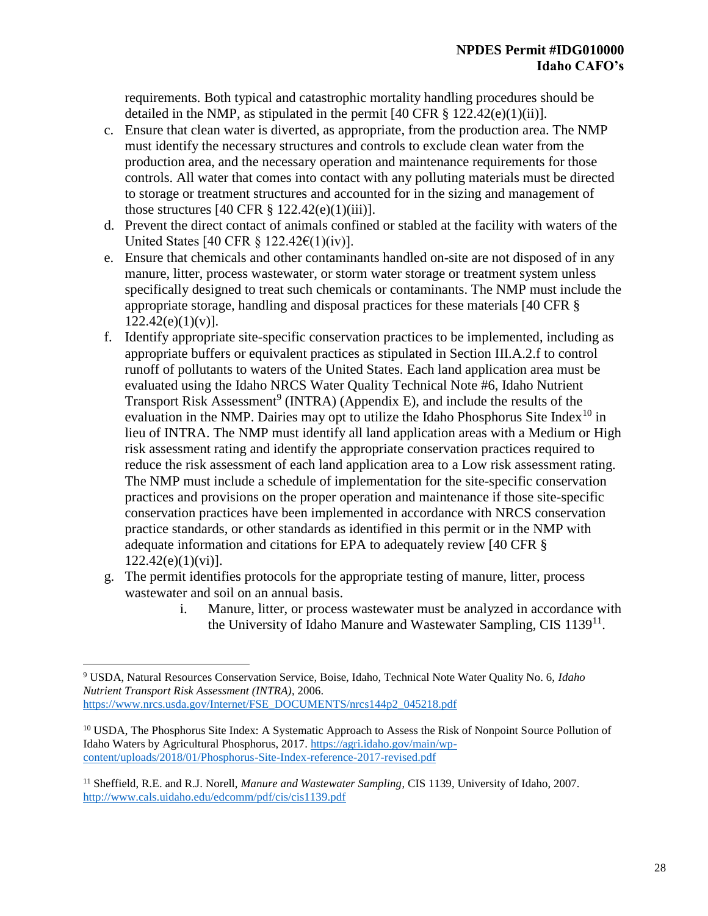requirements. Both typical and catastrophic mortality handling procedures should be detailed in the NMP, as stipulated in the permit [40 CFR § 122.42(e)(1)(ii)].

c. Ensure that clean water is diverted, as appropriate, from the production area. The NMP must identify the necessary structures and controls to exclude clean water from the production area, and the necessary operation and maintenance requirements for those controls. All water that comes into contact with any polluting materials must be directed to storage or treatment structures and accounted for in the sizing and management of those structures [40 CFR § 122.42(e)(1)(iii)].
d. Prevent the direct contact of animals confined or stabled at the facility with waters of the United States [40 CFR § 122.42€(1)(iv)].
e. Ensure that chemicals and other contaminants handled on-site are not disposed of in any manure, litter, process wastewater, or storm water storage or treatment system unless specifically designed to treat such chemicals or contaminants. The NMP must include the appropriate storage, handling and disposal practices for these materials [40 CFR § 122.42(e)(1)(v)].
f. Identify appropriate site-specific conservation practices to be implemented, including as appropriate buffers or equivalent practices as stipulated in Section III.A.2.f to control runoff of pollutants to waters of the United States. Each land application area must be evaluated using the Idaho NRCS Water Quality Technical Note #6, Idaho Nutrient Transport Risk Assessment[9] (INTRA) (Appendix E), and include the results of the evaluation in the NMP. Dairies may opt to utilize the Idaho Phosphorus Site Index[10] in lieu of INTRA. The NMP must identify all land application areas with a Medium or High risk assessment rating and identify the appropriate conservation practices required to reduce the risk assessment of each land application area to a Low risk assessment rating. The NMP must include a schedule of implementation for the site-specific conservation practices and provisions on the proper operation and maintenance if those site-specific conservation practices have been implemented in accordance with NRCS conservation practice standards, or other standards as identified in this permit or in the NMP with adequate information and citations for EPA to adequately review [40 CFR § 122.42(e)(1)(vi)].
g. The permit identifies protocols for the appropriate testing of manure, litter, process wastewater and soil on an annual basis.
    i. Manure, litter, or process wastewater must be analyzed in accordance with the University of Idaho Manure and Wastewater Sampling, CIS 1139[11].

---

[9] USDA, Natural Resources Conservation Service, Boise, Idaho, Technical Note Water Quality No. 6, *Idaho Nutrient Transport Risk Assessment (INTRA)*, 2006. https://www.nrcs.usda.gov/Internet/FSE_DOCUMENTS/nrcs144p2_045218.pdf

[10] USDA, The Phosphorus Site Index: A Systematic Approach to Assess the Risk of Nonpoint Source Pollution of Idaho Waters by Agricultural Phosphorus, 2017. https://agri.idaho.gov/main/wp-content/uploads/2018/01/Phosphorus-Site-Index-reference-2017-revised.pdf

[11] Sheffield, R.E. and R.J. Norell, *Manure and Wastewater Sampling*, CIS 1139, University of Idaho, 2007. http://www.cals.uidaho.edu/edcomm/pdf/cis/cis1139.pdf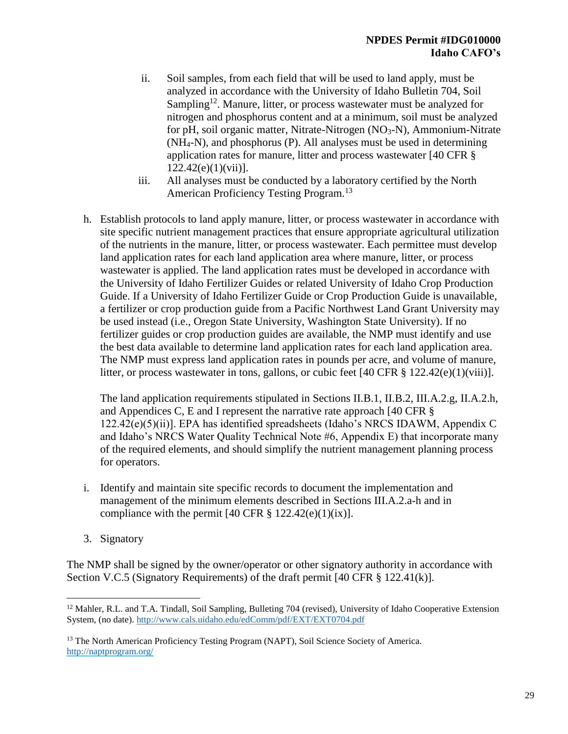ii. Soil samples, from each field that will be used to land apply, must be analyzed in accordance with the University of Idaho Bulletin 704, Soil Sampling[12]. Manure, litter, or process wastewater must be analyzed for nitrogen and phosphorus content and at a minimum, soil must be analyzed for pH, soil organic matter, Nitrate-Nitrogen ($NO_3$-N), Ammonium-Nitrate ($NH_4$-N), and phosphorus (P). All analyses must be used in determining application rates for manure, litter and process wastewater [40 CFR § 122.42(e)(1)(vii)].

iii. All analyses must be conducted by a laboratory certified by the North American Proficiency Testing Program.[13]

h. Establish protocols to land apply manure, litter, or process wastewater in accordance with site specific nutrient management practices that ensure appropriate agricultural utilization of the nutrients in the manure, litter, or process wastewater. Each permittee must develop land application rates for each land application area where manure, litter, or process wastewater is applied. The land application rates must be developed in accordance with the University of Idaho Fertilizer Guides or related University of Idaho Crop Production Guide. If a University of Idaho Fertilizer Guide or Crop Production Guide is unavailable, a fertilizer or crop production guide from a Pacific Northwest Land Grant University may be used instead (i.e., Oregon State University, Washington State University). If no fertilizer guides or crop production guides are available, the NMP must identify and use the best data available to determine land application rates for each land application area. The NMP must express land application rates in pounds per acre, and volume of manure, litter, or process wastewater in tons, gallons, or cubic feet [40 CFR § 122.42(e)(1)(viii)].

   The land application requirements stipulated in Sections II.B.1, II.B.2, III.A.2.g, II.A.2.h, and Appendices C, E and I represent the narrative rate approach [40 CFR § 122.42(e)(5)(ii)]. EPA has identified spreadsheets (Idaho's NRCS IDAWM, Appendix C and Idaho's NRCS Water Quality Technical Note #6, Appendix E) that incorporate many of the required elements, and should simplify the nutrient management planning process for operators.

i. Identify and maintain site specific records to document the implementation and management of the minimum elements described in Sections III.A.2.a-h and in compliance with the permit [40 CFR § 122.42(e)(1)(ix)].

3. Signatory

The NMP shall be signed by the owner/operator or other signatory authority in accordance with Section V.C.5 (Signatory Requirements) of the draft permit [40 CFR § 122.41(k)].

---

[12] Mahler, R.L. and T.A. Tindall, Soil Sampling, Bulleting 704 (revised), University of Idaho Cooperative Extension System, (no date). http://www.cals.uidaho.edu/edComm/pdf/EXT/EXT0704.pdf

[13] The North American Proficiency Testing Program (NAPT), Soil Science Society of America. http://naptprogram.org/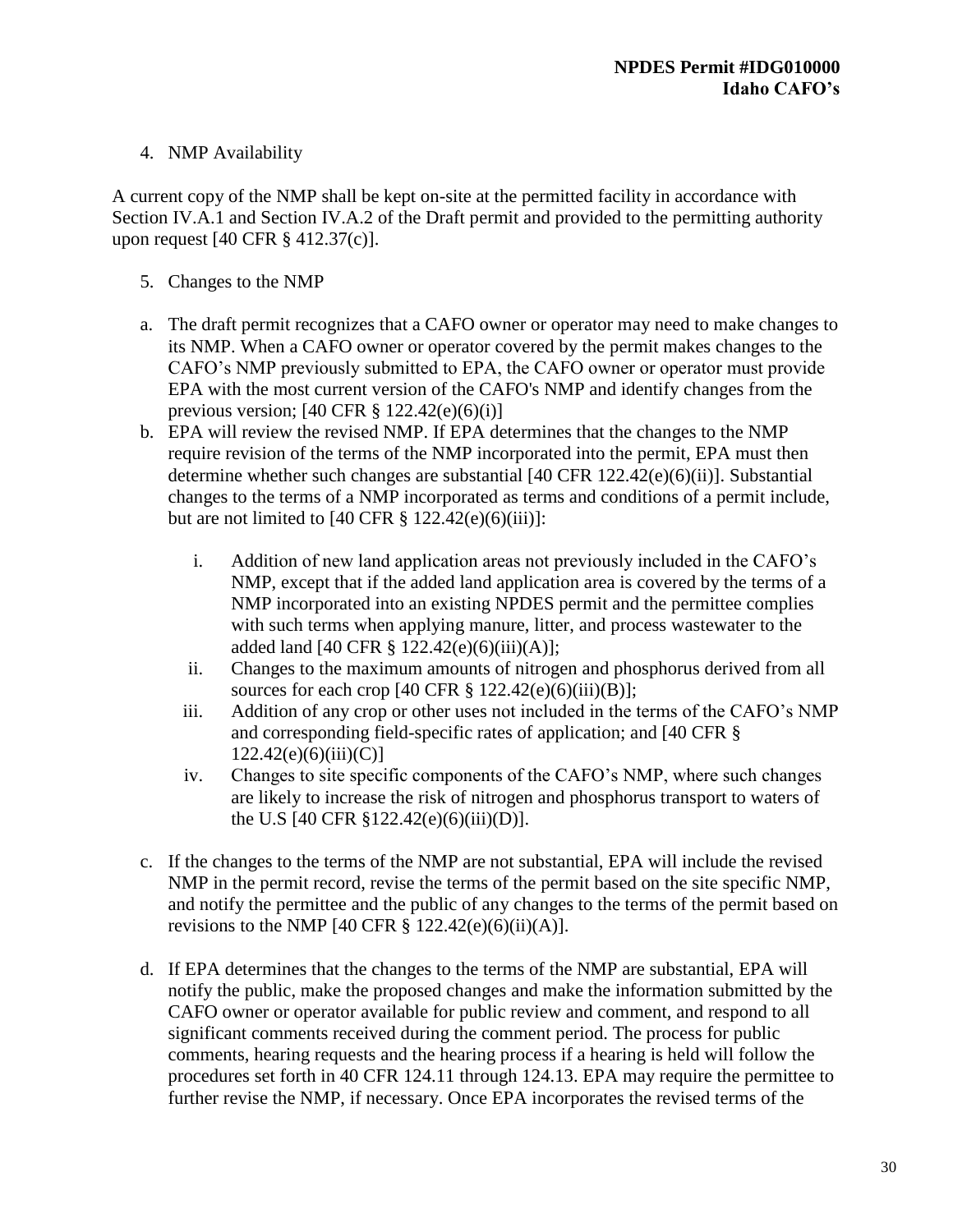4. NMP Availability

A current copy of the NMP shall be kept on-site at the permitted facility in accordance with Section IV.A.1 and Section IV.A.2 of the Draft permit and provided to the permitting authority upon request [40 CFR § 412.37(c)].

5. Changes to the NMP

a. The draft permit recognizes that a CAFO owner or operator may need to make changes to its NMP. When a CAFO owner or operator covered by the permit makes changes to the CAFO's NMP previously submitted to EPA, the CAFO owner or operator must provide EPA with the most current version of the CAFO's NMP and identify changes from the previous version; [40 CFR § 122.42(e)(6)(i)]

b. EPA will review the revised NMP. If EPA determines that the changes to the NMP require revision of the terms of the NMP incorporated into the permit, EPA must then determine whether such changes are substantial [40 CFR 122.42(e)(6)(ii)]. Substantial changes to the terms of a NMP incorporated as terms and conditions of a permit include, but are not limited to [40 CFR § 122.42(e)(6)(iii)]:

   i. Addition of new land application areas not previously included in the CAFO's NMP, except that if the added land application area is covered by the terms of a NMP incorporated into an existing NPDES permit and the permittee complies with such terms when applying manure, litter, and process wastewater to the added land [40 CFR § 122.42(e)(6)(iii)(A)];
   ii. Changes to the maximum amounts of nitrogen and phosphorus derived from all sources for each crop [40 CFR § 122.42(e)(6)(iii)(B)];
   iii. Addition of any crop or other uses not included in the terms of the CAFO's NMP and corresponding field-specific rates of application; and [40 CFR § 122.42(e)(6)(iii)(C)]
   iv. Changes to site specific components of the CAFO's NMP, where such changes are likely to increase the risk of nitrogen and phosphorus transport to waters of the U.S [40 CFR §122.42(e)(6)(iii)(D)].

c. If the changes to the terms of the NMP are not substantial, EPA will include the revised NMP in the permit record, revise the terms of the permit based on the site specific NMP, and notify the permittee and the public of any changes to the terms of the permit based on revisions to the NMP [40 CFR § 122.42(e)(6)(ii)(A)].

d. If EPA determines that the changes to the terms of the NMP are substantial, EPA will notify the public, make the proposed changes and make the information submitted by the CAFO owner or operator available for public review and comment, and respond to all significant comments received during the comment period. The process for public comments, hearing requests and the hearing process if a hearing is held will follow the procedures set forth in 40 CFR 124.11 through 124.13. EPA may require the permittee to further revise the NMP, if necessary. Once EPA incorporates the revised terms of the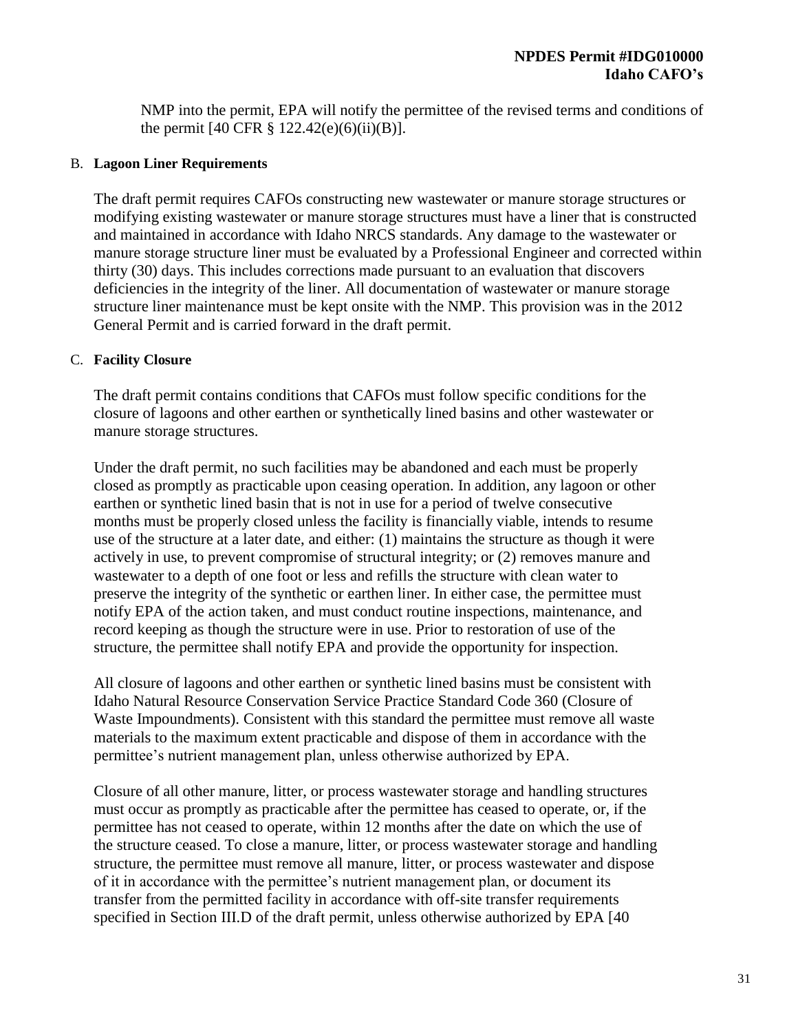NMP into the permit, EPA will notify the permittee of the revised terms and conditions of the permit [40 CFR § 122.42(e)(6)(ii)(B)].

B. **Lagoon Liner Requirements**

The draft permit requires CAFOs constructing new wastewater or manure storage structures or modifying existing wastewater or manure storage structures must have a liner that is constructed and maintained in accordance with Idaho NRCS standards. Any damage to the wastewater or manure storage structure liner must be evaluated by a Professional Engineer and corrected within thirty (30) days. This includes corrections made pursuant to an evaluation that discovers deficiencies in the integrity of the liner. All documentation of wastewater or manure storage structure liner maintenance must be kept onsite with the NMP. This provision was in the 2012 General Permit and is carried forward in the draft permit.

C. **Facility Closure**

The draft permit contains conditions that CAFOs must follow specific conditions for the closure of lagoons and other earthen or synthetically lined basins and other wastewater or manure storage structures.

Under the draft permit, no such facilities may be abandoned and each must be properly closed as promptly as practicable upon ceasing operation. In addition, any lagoon or other earthen or synthetic lined basin that is not in use for a period of twelve consecutive months must be properly closed unless the facility is financially viable, intends to resume use of the structure at a later date, and either: (1) maintains the structure as though it were actively in use, to prevent compromise of structural integrity; or (2) removes manure and wastewater to a depth of one foot or less and refills the structure with clean water to preserve the integrity of the synthetic or earthen liner. In either case, the permittee must notify EPA of the action taken, and must conduct routine inspections, maintenance, and record keeping as though the structure were in use. Prior to restoration of use of the structure, the permittee shall notify EPA and provide the opportunity for inspection.

All closure of lagoons and other earthen or synthetic lined basins must be consistent with Idaho Natural Resource Conservation Service Practice Standard Code 360 (Closure of Waste Impoundments). Consistent with this standard the permittee must remove all waste materials to the maximum extent practicable and dispose of them in accordance with the permittee's nutrient management plan, unless otherwise authorized by EPA.

Closure of all other manure, litter, or process wastewater storage and handling structures must occur as promptly as practicable after the permittee has ceased to operate, or, if the permittee has not ceased to operate, within 12 months after the date on which the use of the structure ceased. To close a manure, litter, or process wastewater storage and handling structure, the permittee must remove all manure, litter, or process wastewater and dispose of it in accordance with the permittee's nutrient management plan, or document its transfer from the permitted facility in accordance with off-site transfer requirements specified in Section III.D of the draft permit, unless otherwise authorized by EPA [40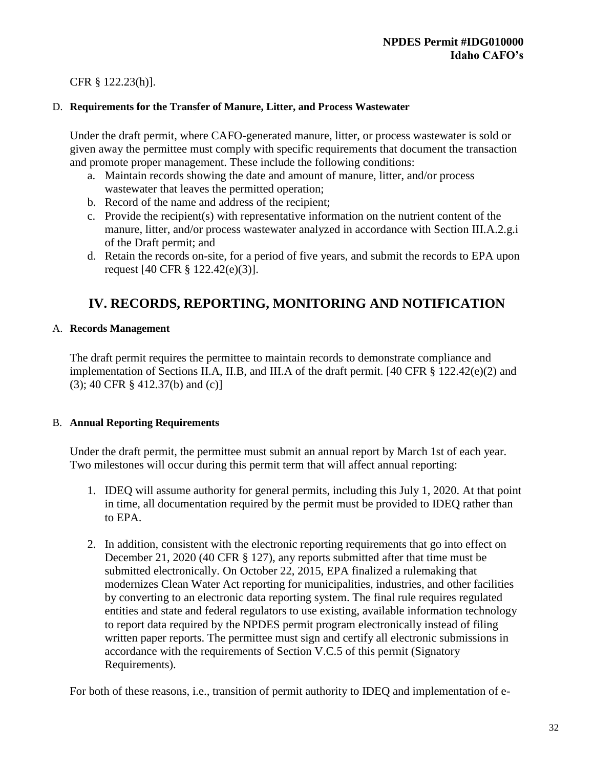CFR § 122.23(h)].

D. **Requirements for the Transfer of Manure, Litter, and Process Wastewater**

Under the draft permit, where CAFO-generated manure, litter, or process wastewater is sold or given away the permittee must comply with specific requirements that document the transaction and promote proper management. These include the following conditions:

a. Maintain records showing the date and amount of manure, litter, and/or process wastewater that leaves the permitted operation;
b. Record of the name and address of the recipient;
c. Provide the recipient(s) with representative information on the nutrient content of the manure, litter, and/or process wastewater analyzed in accordance with Section III.A.2.g.i of the Draft permit; and
d. Retain the records on-site, for a period of five years, and submit the records to EPA upon request [40 CFR § 122.42(e)(3)].

## IV. RECORDS, REPORTING, MONITORING AND NOTIFICATION

A. **Records Management**

The draft permit requires the permittee to maintain records to demonstrate compliance and implementation of Sections II.A, II.B, and III.A of the draft permit. [40 CFR § 122.42(e)(2) and (3); 40 CFR § 412.37(b) and (c)]

B. **Annual Reporting Requirements**

Under the draft permit, the permittee must submit an annual report by March 1st of each year. Two milestones will occur during this permit term that will affect annual reporting:

1. IDEQ will assume authority for general permits, including this July 1, 2020. At that point in time, all documentation required by the permit must be provided to IDEQ rather than to EPA.

2. In addition, consistent with the electronic reporting requirements that go into effect on December 21, 2020 (40 CFR § 127), any reports submitted after that time must be submitted electronically. On October 22, 2015, EPA finalized a rulemaking that modernizes Clean Water Act reporting for municipalities, industries, and other facilities by converting to an electronic data reporting system. The final rule requires regulated entities and state and federal regulators to use existing, available information technology to report data required by the NPDES permit program electronically instead of filing written paper reports. The permittee must sign and certify all electronic submissions in accordance with the requirements of Section V.C.5 of this permit (Signatory Requirements).

For both of these reasons, i.e., transition of permit authority to IDEQ and implementation of e-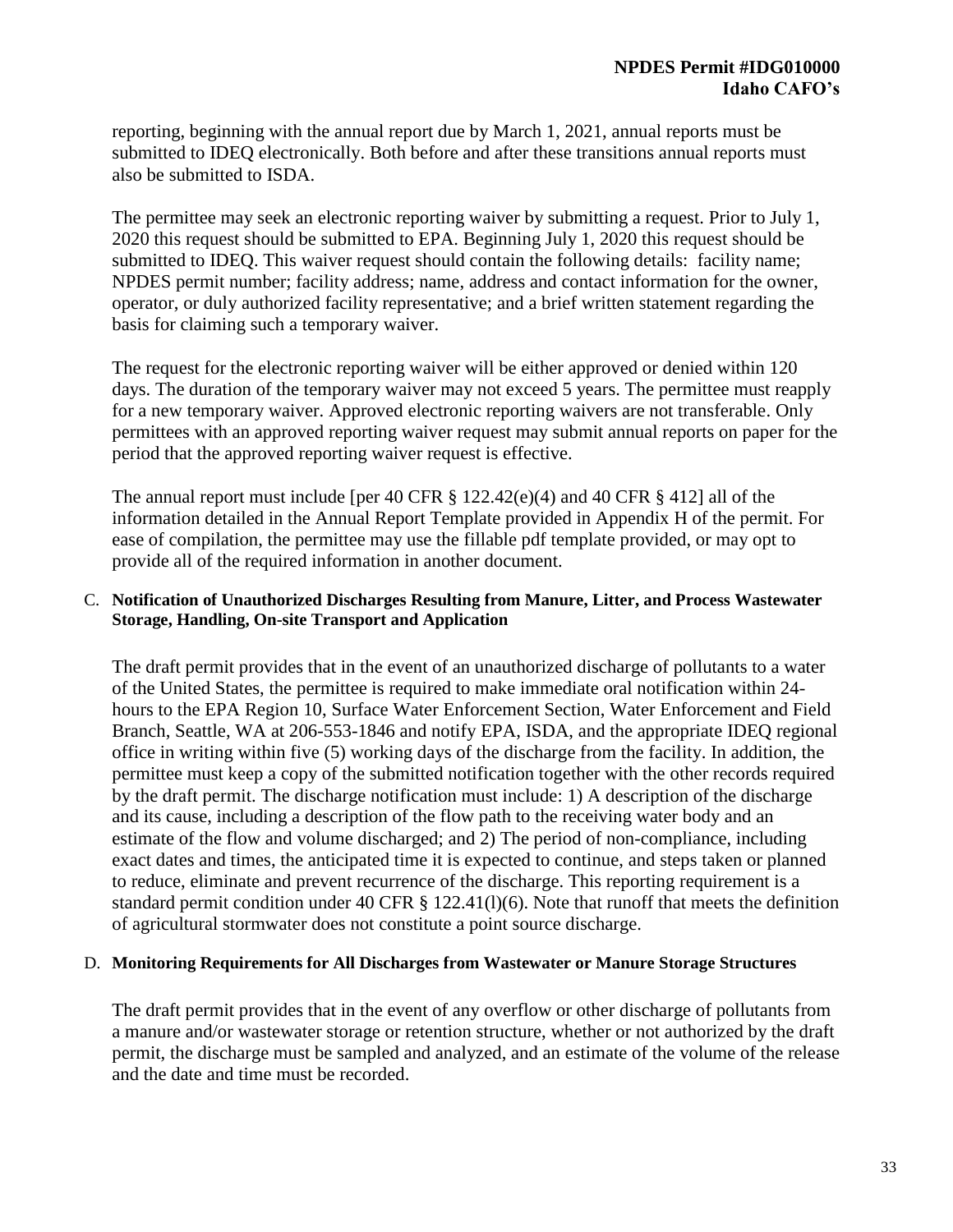reporting, beginning with the annual report due by March 1, 2021, annual reports must be submitted to IDEQ electronically. Both before and after these transitions annual reports must also be submitted to ISDA.

The permittee may seek an electronic reporting waiver by submitting a request. Prior to July 1, 2020 this request should be submitted to EPA. Beginning July 1, 2020 this request should be submitted to IDEQ. This waiver request should contain the following details: facility name; NPDES permit number; facility address; name, address and contact information for the owner, operator, or duly authorized facility representative; and a brief written statement regarding the basis for claiming such a temporary waiver.

The request for the electronic reporting waiver will be either approved or denied within 120 days. The duration of the temporary waiver may not exceed 5 years. The permittee must reapply for a new temporary waiver. Approved electronic reporting waivers are not transferable. Only permittees with an approved reporting waiver request may submit annual reports on paper for the period that the approved reporting waiver request is effective.

The annual report must include [per 40 CFR § 122.42(e)(4) and 40 CFR § 412] all of the information detailed in the Annual Report Template provided in Appendix H of the permit. For ease of compilation, the permittee may use the fillable pdf template provided, or may opt to provide all of the required information in another document.

### C. Notification of Unauthorized Discharges Resulting from Manure, Litter, and Process Wastewater Storage, Handling, On-site Transport and Application

The draft permit provides that in the event of an unauthorized discharge of pollutants to a water of the United States, the permittee is required to make immediate oral notification within 24-hours to the EPA Region 10, Surface Water Enforcement Section, Water Enforcement and Field Branch, Seattle, WA at 206-553-1846 and notify EPA, ISDA, and the appropriate IDEQ regional office in writing within five (5) working days of the discharge from the facility. In addition, the permittee must keep a copy of the submitted notification together with the other records required by the draft permit. The discharge notification must include: 1) A description of the discharge and its cause, including a description of the flow path to the receiving water body and an estimate of the flow and volume discharged; and 2) The period of non-compliance, including exact dates and times, the anticipated time it is expected to continue, and steps taken or planned to reduce, eliminate and prevent recurrence of the discharge. This reporting requirement is a standard permit condition under 40 CFR § 122.41(l)(6). Note that runoff that meets the definition of agricultural stormwater does not constitute a point source discharge.

### D. Monitoring Requirements for All Discharges from Wastewater or Manure Storage Structures

The draft permit provides that in the event of any overflow or other discharge of pollutants from a manure and/or wastewater storage or retention structure, whether or not authorized by the draft permit, the discharge must be sampled and analyzed, and an estimate of the volume of the release and the date and time must be recorded.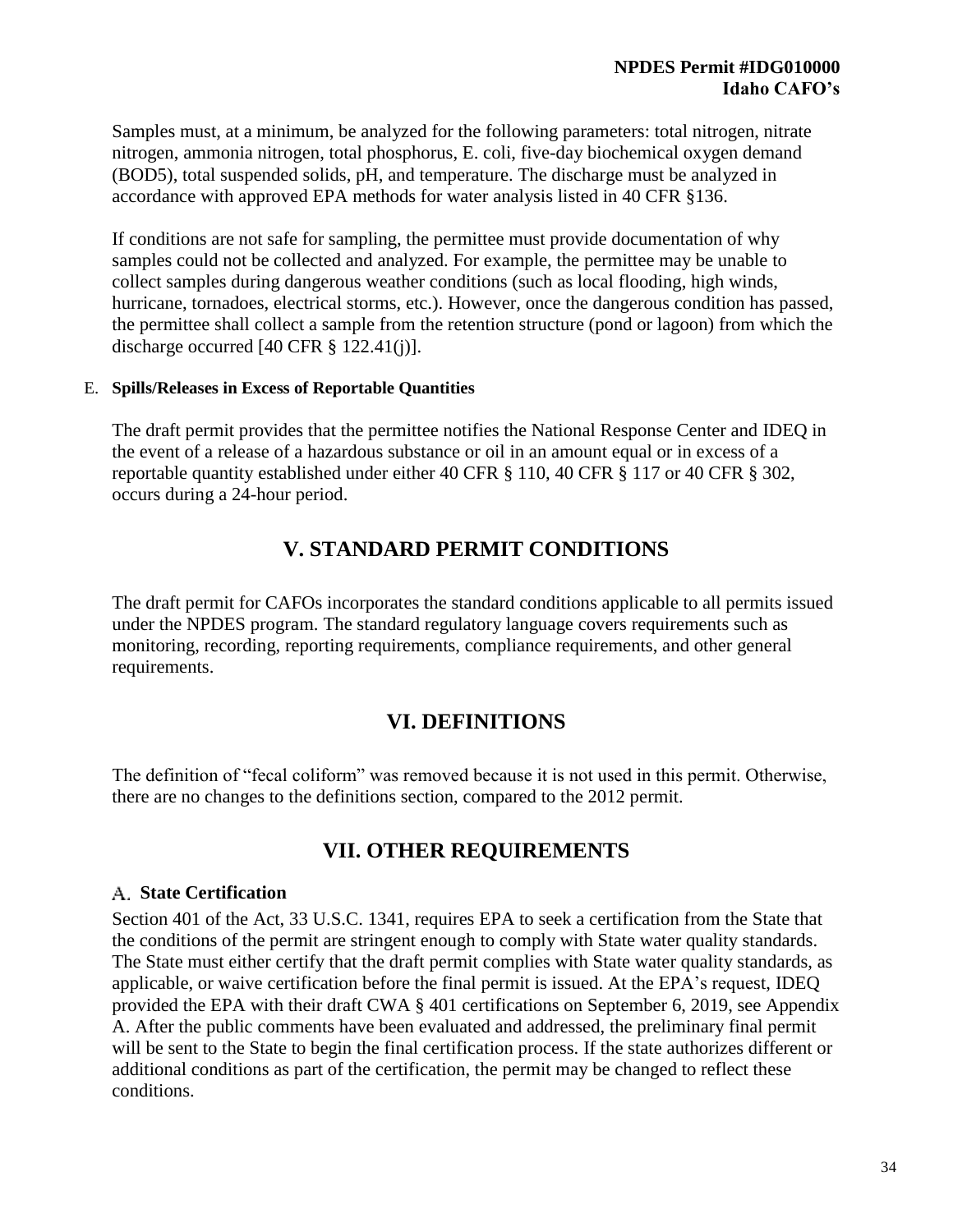Samples must, at a minimum, be analyzed for the following parameters: total nitrogen, nitrate nitrogen, ammonia nitrogen, total phosphorus, E. coli, five-day biochemical oxygen demand (BOD5), total suspended solids, pH, and temperature. The discharge must be analyzed in accordance with approved EPA methods for water analysis listed in 40 CFR §136.

If conditions are not safe for sampling, the permittee must provide documentation of why samples could not be collected and analyzed. For example, the permittee may be unable to collect samples during dangerous weather conditions (such as local flooding, high winds, hurricane, tornadoes, electrical storms, etc.). However, once the dangerous condition has passed, the permittee shall collect a sample from the retention structure (pond or lagoon) from which the discharge occurred [40 CFR § 122.41(j)].

### E. Spills/Releases in Excess of Reportable Quantities

The draft permit provides that the permittee notifies the National Response Center and IDEQ in the event of a release of a hazardous substance or oil in an amount equal or in excess of a reportable quantity established under either 40 CFR § 110, 40 CFR § 117 or 40 CFR § 302, occurs during a 24-hour period.

## V. STANDARD PERMIT CONDITIONS

The draft permit for CAFOs incorporates the standard conditions applicable to all permits issued under the NPDES program. The standard regulatory language covers requirements such as monitoring, recording, reporting requirements, compliance requirements, and other general requirements.

## VI. DEFINITIONS

The definition of "fecal coliform" was removed because it is not used in this permit. Otherwise, there are no changes to the definitions section, compared to the 2012 permit.

## VII. OTHER REQUIREMENTS

### A. State Certification

Section 401 of the Act, 33 U.S.C. 1341, requires EPA to seek a certification from the State that the conditions of the permit are stringent enough to comply with State water quality standards. The State must either certify that the draft permit complies with State water quality standards, as applicable, or waive certification before the final permit is issued. At the EPA's request, IDEQ provided the EPA with their draft CWA § 401 certifications on September 6, 2019, see Appendix A. After the public comments have been evaluated and addressed, the preliminary final permit will be sent to the State to begin the final certification process. If the state authorizes different or additional conditions as part of the certification, the permit may be changed to reflect these conditions.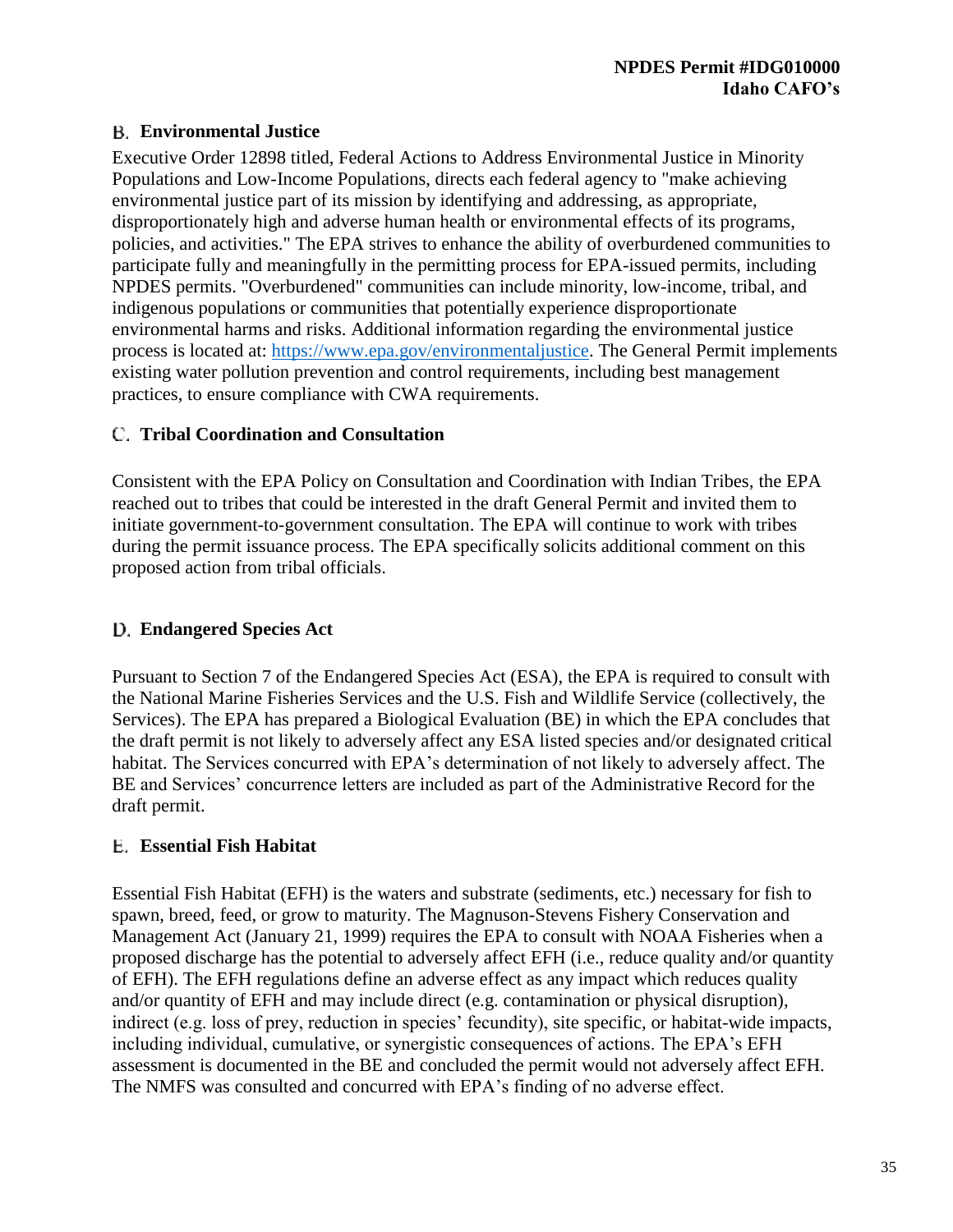### B. Environmental Justice

Executive Order 12898 titled, Federal Actions to Address Environmental Justice in Minority Populations and Low-Income Populations, directs each federal agency to "make achieving environmental justice part of its mission by identifying and addressing, as appropriate, disproportionately high and adverse human health or environmental effects of its programs, policies, and activities." The EPA strives to enhance the ability of overburdened communities to participate fully and meaningfully in the permitting process for EPA-issued permits, including NPDES permits. "Overburdened" communities can include minority, low-income, tribal, and indigenous populations or communities that potentially experience disproportionate environmental harms and risks. Additional information regarding the environmental justice process is located at: https://www.epa.gov/environmentaljustice. The General Permit implements existing water pollution prevention and control requirements, including best management practices, to ensure compliance with CWA requirements.

### C. Tribal Coordination and Consultation

Consistent with the EPA Policy on Consultation and Coordination with Indian Tribes, the EPA reached out to tribes that could be interested in the draft General Permit and invited them to initiate government-to-government consultation. The EPA will continue to work with tribes during the permit issuance process. The EPA specifically solicits additional comment on this proposed action from tribal officials.

### D. Endangered Species Act

Pursuant to Section 7 of the Endangered Species Act (ESA), the EPA is required to consult with the National Marine Fisheries Services and the U.S. Fish and Wildlife Service (collectively, the Services). The EPA has prepared a Biological Evaluation (BE) in which the EPA concludes that the draft permit is not likely to adversely affect any ESA listed species and/or designated critical habitat. The Services concurred with EPA's determination of not likely to adversely affect. The BE and Services' concurrence letters are included as part of the Administrative Record for the draft permit.

### E. Essential Fish Habitat

Essential Fish Habitat (EFH) is the waters and substrate (sediments, etc.) necessary for fish to spawn, breed, feed, or grow to maturity. The Magnuson-Stevens Fishery Conservation and Management Act (January 21, 1999) requires the EPA to consult with NOAA Fisheries when a proposed discharge has the potential to adversely affect EFH (i.e., reduce quality and/or quantity of EFH). The EFH regulations define an adverse effect as any impact which reduces quality and/or quantity of EFH and may include direct (e.g. contamination or physical disruption), indirect (e.g. loss of prey, reduction in species' fecundity), site specific, or habitat-wide impacts, including individual, cumulative, or synergistic consequences of actions. The EPA's EFH assessment is documented in the BE and concluded the permit would not adversely affect EFH. The NMFS was consulted and concurred with EPA's finding of no adverse effect.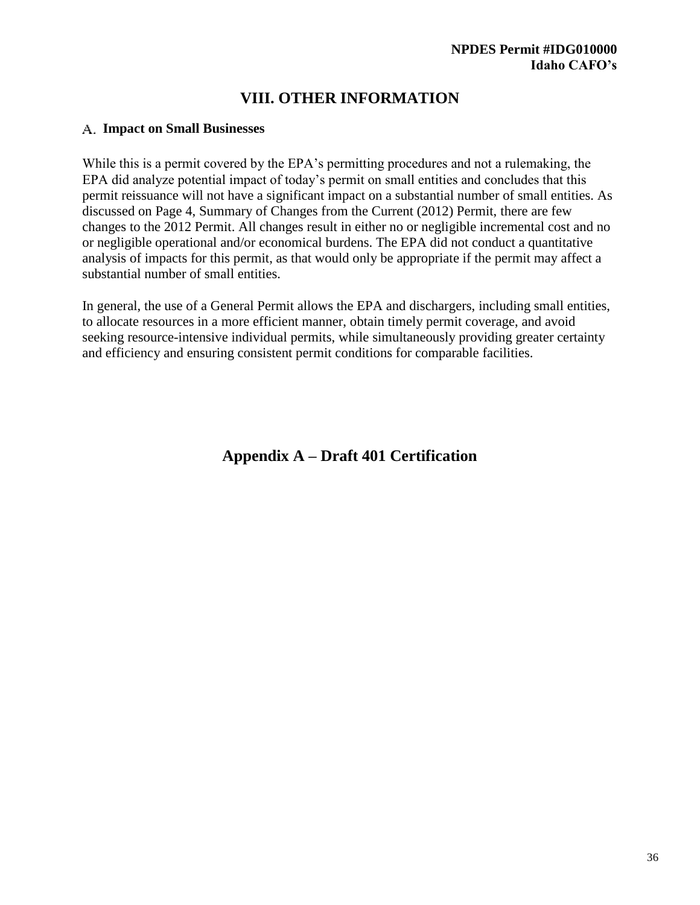# VIII. OTHER INFORMATION

## A. Impact on Small Businesses

While this is a permit covered by the EPA's permitting procedures and not a rulemaking, the EPA did analyze potential impact of today's permit on small entities and concludes that this permit reissuance will not have a significant impact on a substantial number of small entities. As discussed on Page 4, Summary of Changes from the Current (2012) Permit, there are few changes to the 2012 Permit. All changes result in either no or negligible incremental cost and no or negligible operational and/or economical burdens. The EPA did not conduct a quantitative analysis of impacts for this permit, as that would only be appropriate if the permit may affect a substantial number of small entities.

In general, the use of a General Permit allows the EPA and dischargers, including small entities, to allocate resources in a more efficient manner, obtain timely permit coverage, and avoid seeking resource-intensive individual permits, while simultaneously providing greater certainty and efficiency and ensuring consistent permit conditions for comparable facilities.

# Appendix A – Draft 401 Certification